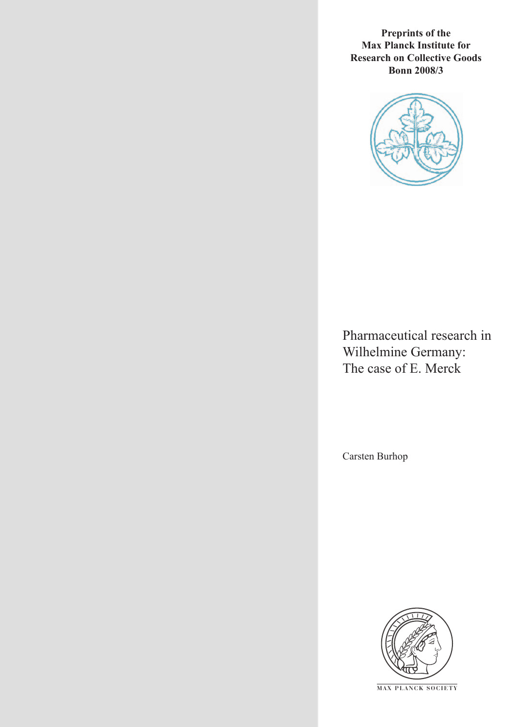**Preprints of the Max Planck Institute for Research on Collective Goods Bonn 2008/3**

# Pharmaceutical research in Wilhelmine Germany: The case of E. Merck

Carsten Burhop

MAX PLANCK SOCIETY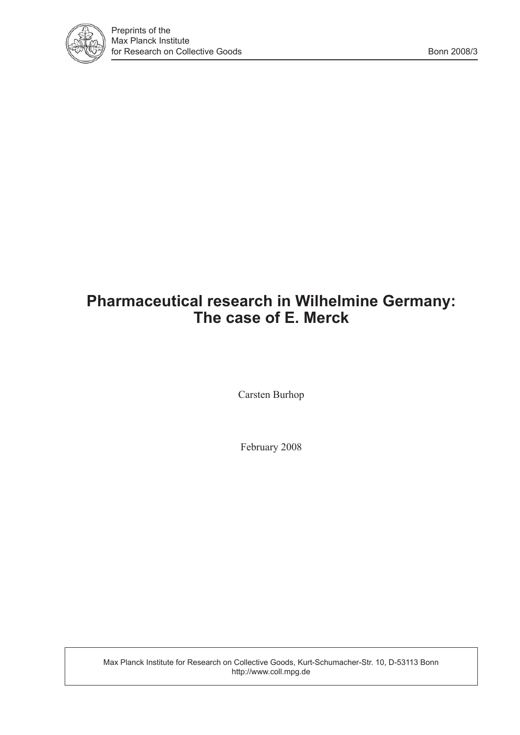# Pharmaceutical research in Wilhelmine Germany: The case of E. Merck

Carsten Burhop

February 2008

Max Planck Institute for Research on Collective Goods, Kurt-Schumacher-Str. 10, D-53113 Bonn
http://www.coll.mpg.de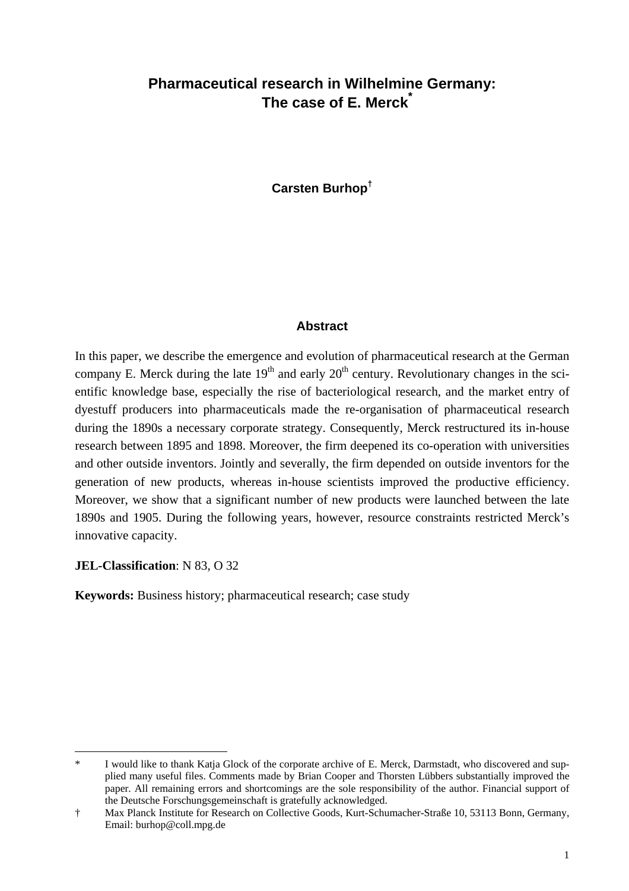# Pharmaceutical research in Wilhelmine Germany: The case of E. Merck*

**Carsten Burhop†**

## Abstract

In this paper, we describe the emergence and evolution of pharmaceutical research at the German company E. Merck during the late 19th and early 20th century. Revolutionary changes in the scientific knowledge base, especially the rise of bacteriological research, and the market entry of dyestuff producers into pharmaceuticals made the re-organisation of pharmaceutical research during the 1890s a necessary corporate strategy. Consequently, Merck restructured its in-house research between 1895 and 1898. Moreover, the firm deepened its co-operation with universities and other outside inventors. Jointly and severally, the firm depended on outside inventors for the generation of new products, whereas in-house scientists improved the productive efficiency. Moreover, we show that a significant number of new products were launched between the late 1890s and 1905. During the following years, however, resource constraints restricted Merck's innovative capacity.

**JEL-Classification**: N 83, O 32

**Keywords:** Business history; pharmaceutical research; case study

---

\* I would like to thank Katja Glock of the corporate archive of E. Merck, Darmstadt, who discovered and supplied many useful files. Comments made by Brian Cooper and Thorsten Lübbers substantially improved the paper. All remaining errors and shortcomings are the sole responsibility of the author. Financial support of the Deutsche Forschungsgemeinschaft is gratefully acknowledged.

† Max Planck Institute for Research on Collective Goods, Kurt-Schumacher-Straße 10, 53113 Bonn, Germany, Email: burhop@coll.mpg.de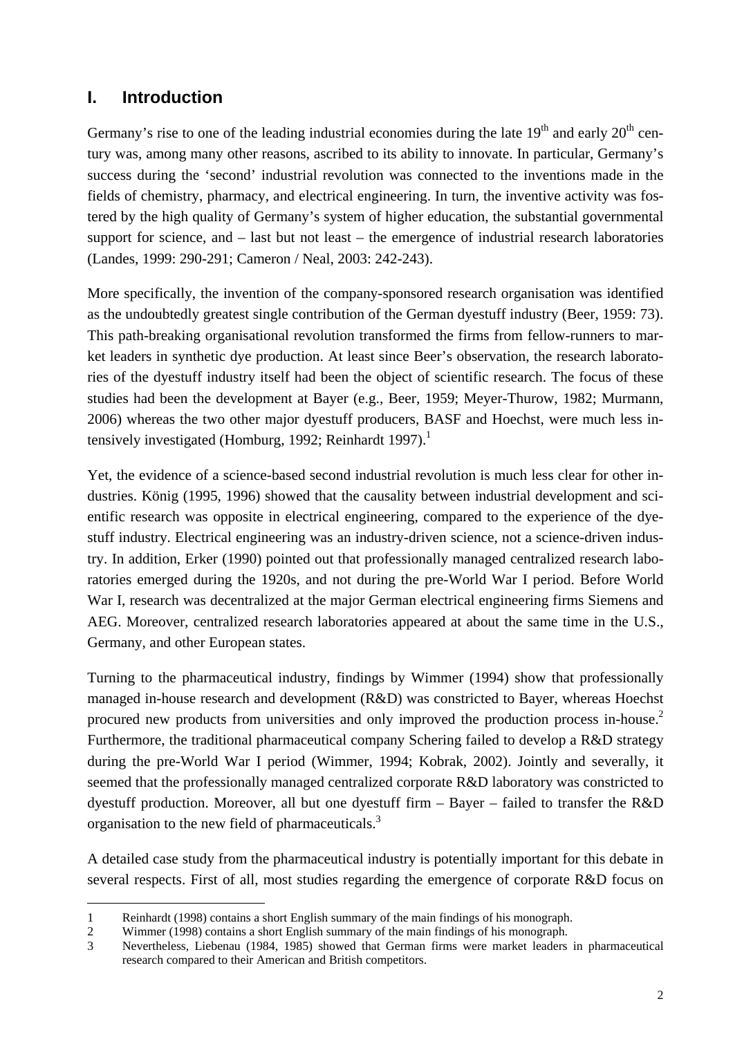## I. Introduction

Germany's rise to one of the leading industrial economies during the late 19th and early 20th century was, among many other reasons, ascribed to its ability to innovate. In particular, Germany's success during the 'second' industrial revolution was connected to the inventions made in the fields of chemistry, pharmacy, and electrical engineering. In turn, the inventive activity was fostered by the high quality of Germany's system of higher education, the substantial governmental support for science, and – last but not least – the emergence of industrial research laboratories (Landes, 1999: 290-291; Cameron / Neal, 2003: 242-243).

More specifically, the invention of the company-sponsored research organisation was identified as the undoubtedly greatest single contribution of the German dyestuff industry (Beer, 1959: 73). This path-breaking organisational revolution transformed the firms from fellow-runners to market leaders in synthetic dye production. At least since Beer's observation, the research laboratories of the dyestuff industry itself had been the object of scientific research. The focus of these studies had been the development at Bayer (e.g., Beer, 1959; Meyer-Thurow, 1982; Murmann, 2006) whereas the two other major dyestuff producers, BASF and Hoechst, were much less intensively investigated (Homburg, 1992; Reinhardt 1997).[1]

Yet, the evidence of a science-based second industrial revolution is much less clear for other industries. König (1995, 1996) showed that the causality between industrial development and scientific research was opposite in electrical engineering, compared to the experience of the dyestuff industry. Electrical engineering was an industry-driven science, not a science-driven industry. In addition, Erker (1990) pointed out that professionally managed centralized research laboratories emerged during the 1920s, and not during the pre-World War I period. Before World War I, research was decentralized at the major German electrical engineering firms Siemens and AEG. Moreover, centralized research laboratories appeared at about the same time in the U.S., Germany, and other European states.

Turning to the pharmaceutical industry, findings by Wimmer (1994) show that professionally managed in-house research and development (R&D) was constricted to Bayer, whereas Hoechst procured new products from universities and only improved the production process in-house.[2] Furthermore, the traditional pharmaceutical company Schering failed to develop a R&D strategy during the pre-World War I period (Wimmer, 1994; Kobrak, 2002). Jointly and severally, it seemed that the professionally managed centralized corporate R&D laboratory was constricted to dyestuff production. Moreover, all but one dyestuff firm – Bayer – failed to transfer the R&D organisation to the new field of pharmaceuticals.[3]

A detailed case study from the pharmaceutical industry is potentially important for this debate in several respects. First of all, most studies regarding the emergence of corporate R&D focus on

---

1 Reinhardt (1998) contains a short English summary of the main findings of his monograph.

2 Wimmer (1998) contains a short English summary of the main findings of his monograph.

3 Nevertheless, Liebenau (1984, 1985) showed that German firms were market leaders in pharmaceutical research compared to their American and British competitors.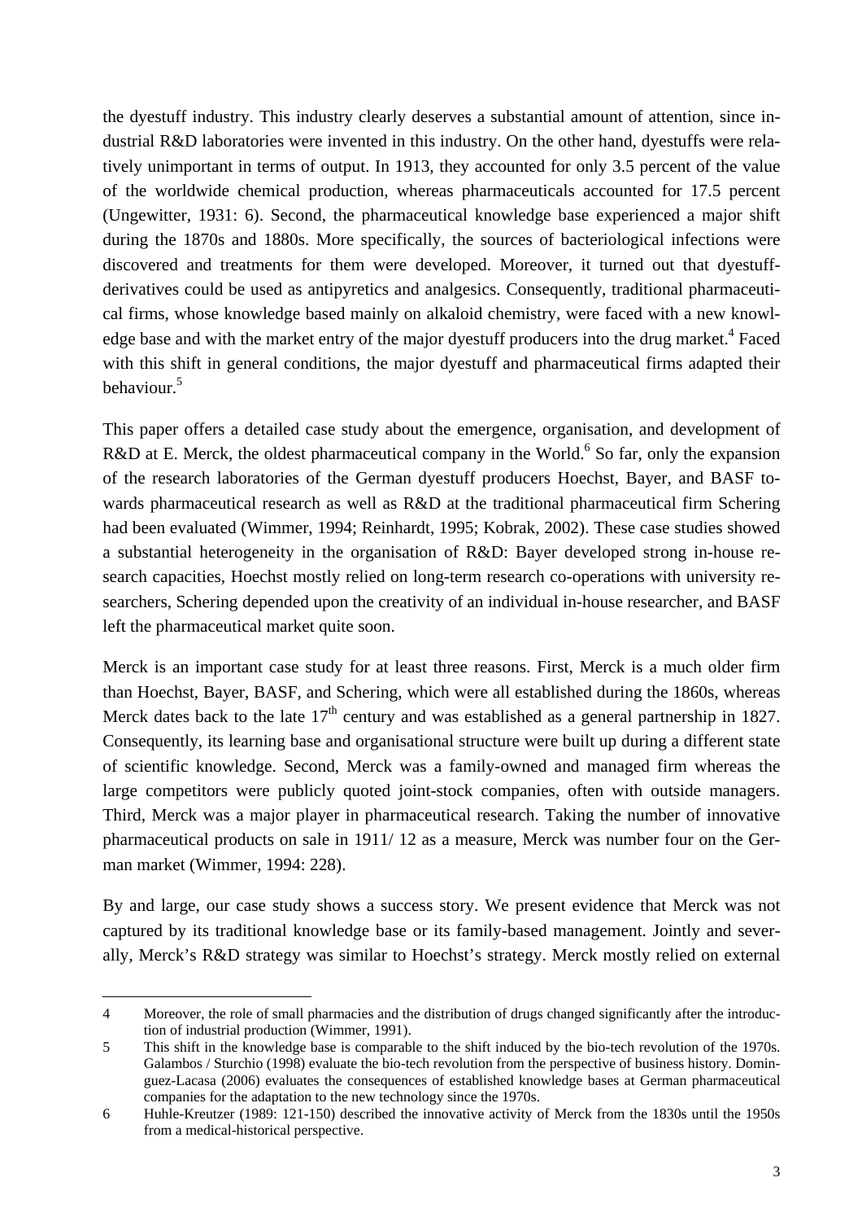the dyestuff industry. This industry clearly deserves a substantial amount of attention, since industrial R&D laboratories were invented in this industry. On the other hand, dyestuffs were relatively unimportant in terms of output. In 1913, they accounted for only 3.5 percent of the value of the worldwide chemical production, whereas pharmaceuticals accounted for 17.5 percent (Ungewitter, 1931: 6). Second, the pharmaceutical knowledge base experienced a major shift during the 1870s and 1880s. More specifically, the sources of bacteriological infections were discovered and treatments for them were developed. Moreover, it turned out that dyestuff-derivatives could be used as antipyretics and analgesics. Consequently, traditional pharmaceutical firms, whose knowledge based mainly on alkaloid chemistry, were faced with a new knowledge base and with the market entry of the major dyestuff producers into the drug market.[4] Faced with this shift in general conditions, the major dyestuff and pharmaceutical firms adapted their behaviour.[5]

This paper offers a detailed case study about the emergence, organisation, and development of R&D at E. Merck, the oldest pharmaceutical company in the World.[6] So far, only the expansion of the research laboratories of the German dyestuff producers Hoechst, Bayer, and BASF towards pharmaceutical research as well as R&D at the traditional pharmaceutical firm Schering had been evaluated (Wimmer, 1994; Reinhardt, 1995; Kobrak, 2002). These case studies showed a substantial heterogeneity in the organisation of R&D: Bayer developed strong in-house research capacities, Hoechst mostly relied on long-term research co-operations with university researchers, Schering depended upon the creativity of an individual in-house researcher, and BASF left the pharmaceutical market quite soon.

Merck is an important case study for at least three reasons. First, Merck is a much older firm than Hoechst, Bayer, BASF, and Schering, which were all established during the 1860s, whereas Merck dates back to the late 17th century and was established as a general partnership in 1827. Consequently, its learning base and organisational structure were built up during a different state of scientific knowledge. Second, Merck was a family-owned and managed firm whereas the large competitors were publicly quoted joint-stock companies, often with outside managers. Third, Merck was a major player in pharmaceutical research. Taking the number of innovative pharmaceutical products on sale in 1911/ 12 as a measure, Merck was number four on the German market (Wimmer, 1994: 228).

By and large, our case study shows a success story. We present evidence that Merck was not captured by its traditional knowledge base or its family-based management. Jointly and severally, Merck's R&D strategy was similar to Hoechst's strategy. Merck mostly relied on external

---

4 Moreover, the role of small pharmacies and the distribution of drugs changed significantly after the introduction of industrial production (Wimmer, 1991).

5 This shift in the knowledge base is comparable to the shift induced by the bio-tech revolution of the 1970s. Galambos / Sturchio (1998) evaluate the bio-tech revolution from the perspective of business history. Dominguez-Lacasa (2006) evaluates the consequences of established knowledge bases at German pharmaceutical companies for the adaptation to the new technology since the 1970s.

6 Huhle-Kreutzer (1989: 121-150) described the innovative activity of Merck from the 1830s until the 1950s from a medical-historical perspective.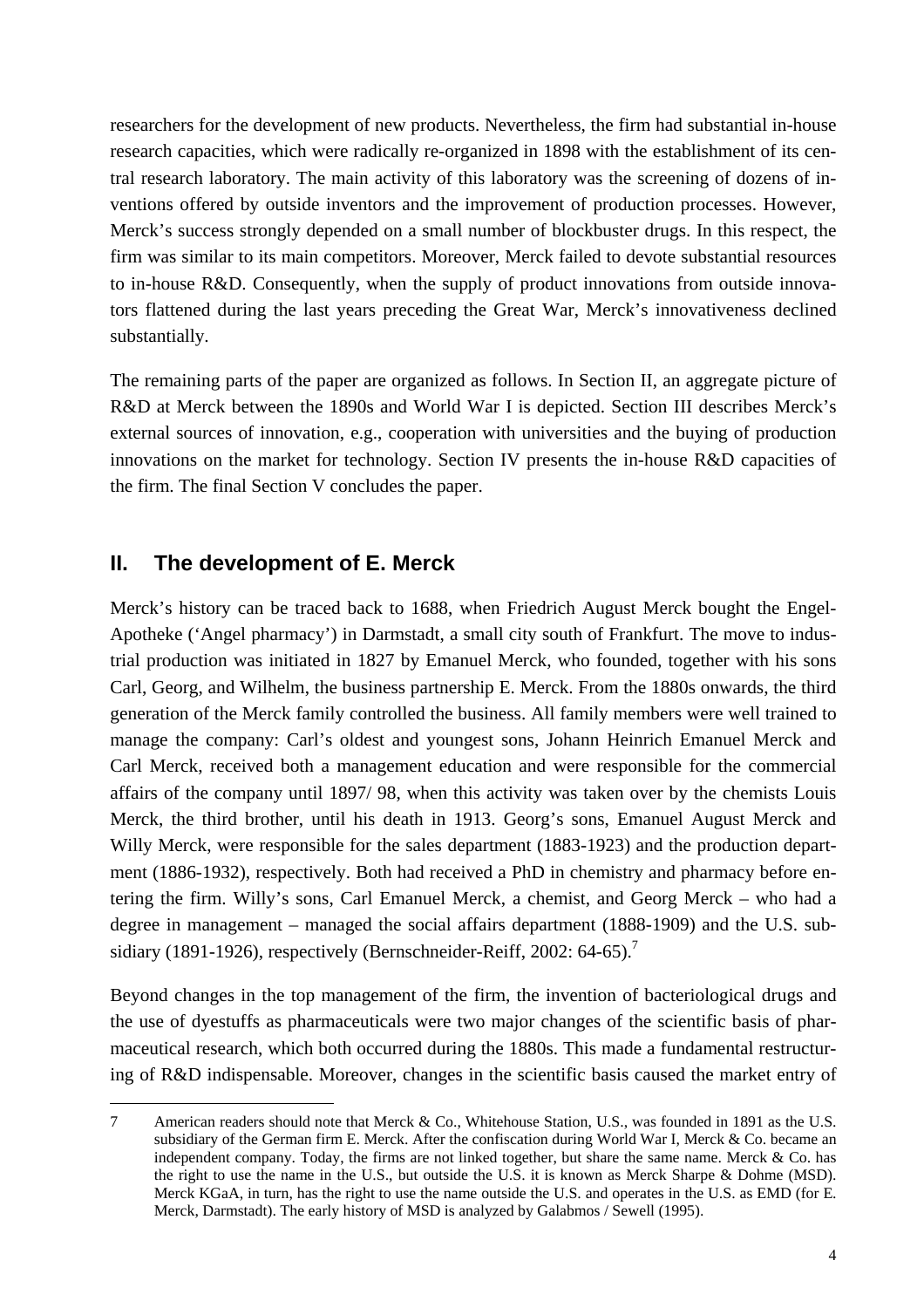researchers for the development of new products. Nevertheless, the firm had substantial in-house research capacities, which were radically re-organized in 1898 with the establishment of its central research laboratory. The main activity of this laboratory was the screening of dozens of inventions offered by outside inventors and the improvement of production processes. However, Merck's success strongly depended on a small number of blockbuster drugs. In this respect, the firm was similar to its main competitors. Moreover, Merck failed to devote substantial resources to in-house R&D. Consequently, when the supply of product innovations from outside innovators flattened during the last years preceding the Great War, Merck's innovativeness declined substantially.

The remaining parts of the paper are organized as follows. In Section II, an aggregate picture of R&D at Merck between the 1890s and World War I is depicted. Section III describes Merck's external sources of innovation, e.g., cooperation with universities and the buying of production innovations on the market for technology. Section IV presents the in-house R&D capacities of the firm. The final Section V concludes the paper.

## II. The development of E. Merck

Merck's history can be traced back to 1688, when Friedrich August Merck bought the Engel-Apotheke ('Angel pharmacy') in Darmstadt, a small city south of Frankfurt. The move to industrial production was initiated in 1827 by Emanuel Merck, who founded, together with his sons Carl, Georg, and Wilhelm, the business partnership E. Merck. From the 1880s onwards, the third generation of the Merck family controlled the business. All family members were well trained to manage the company: Carl's oldest and youngest sons, Johann Heinrich Emanuel Merck and Carl Merck, received both a management education and were responsible for the commercial affairs of the company until 1897/ 98, when this activity was taken over by the chemists Louis Merck, the third brother, until his death in 1913. Georg's sons, Emanuel August Merck and Willy Merck, were responsible for the sales department (1883-1923) and the production department (1886-1932), respectively. Both had received a PhD in chemistry and pharmacy before entering the firm. Willy's sons, Carl Emanuel Merck, a chemist, and Georg Merck – who had a degree in management – managed the social affairs department (1888-1909) and the U.S. subsidiary (1891-1926), respectively (Bernschneider-Reiff, 2002: 64-65).[7]

Beyond changes in the top management of the firm, the invention of bacteriological drugs and the use of dyestuffs as pharmaceuticals were two major changes of the scientific basis of pharmaceutical research, which both occurred during the 1880s. This made a fundamental restructuring of R&D indispensable. Moreover, changes in the scientific basis caused the market entry of

7 American readers should note that Merck & Co., Whitehouse Station, U.S., was founded in 1891 as the U.S. subsidiary of the German firm E. Merck. After the confiscation during World War I, Merck & Co. became an independent company. Today, the firms are not linked together, but share the same name. Merck & Co. has the right to use the name in the U.S., but outside the U.S. it is known as Merck Sharpe & Dohme (MSD). Merck KGaA, in turn, has the right to use the name outside the U.S. and operates in the U.S. as EMD (for E. Merck, Darmstadt). The early history of MSD is analyzed by Galabmos / Sewell (1995).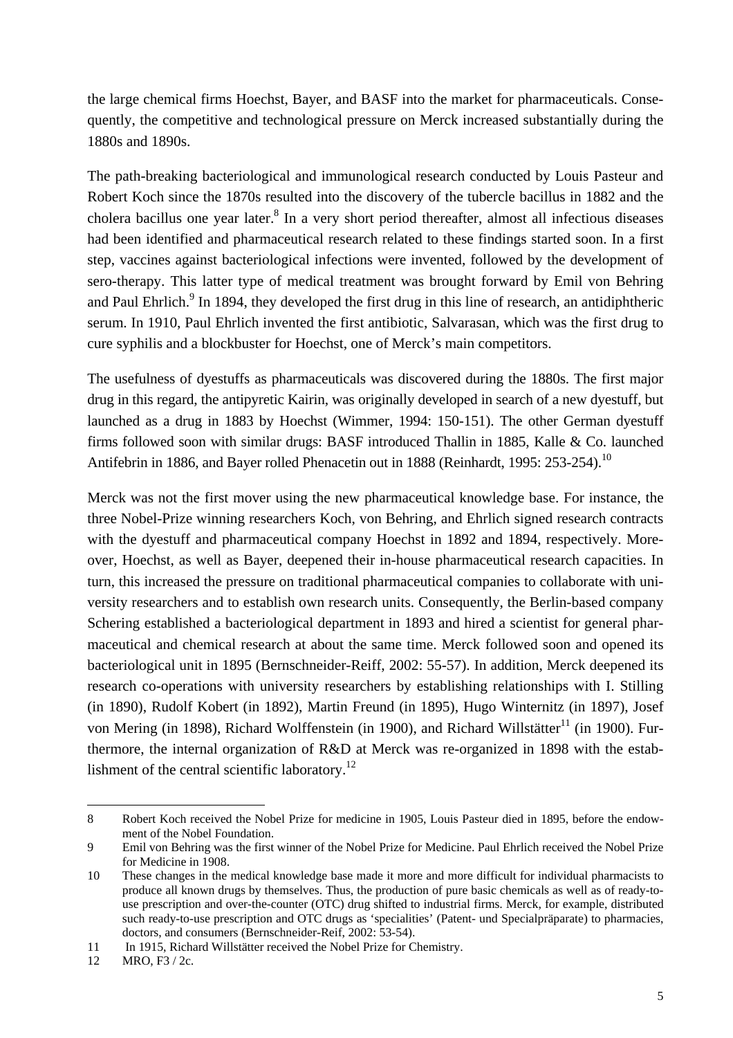the large chemical firms Hoechst, Bayer, and BASF into the market for pharmaceuticals. Consequently, the competitive and technological pressure on Merck increased substantially during the 1880s and 1890s.

The path-breaking bacteriological and immunological research conducted by Louis Pasteur and Robert Koch since the 1870s resulted into the discovery of the tubercle bacillus in 1882 and the cholera bacillus one year later.[8] In a very short period thereafter, almost all infectious diseases had been identified and pharmaceutical research related to these findings started soon. In a first step, vaccines against bacteriological infections were invented, followed by the development of sero-therapy. This latter type of medical treatment was brought forward by Emil von Behring and Paul Ehrlich.[9] In 1894, they developed the first drug in this line of research, an antidiphtheric serum. In 1910, Paul Ehrlich invented the first antibiotic, Salvarasan, which was the first drug to cure syphilis and a blockbuster for Hoechst, one of Merck's main competitors.

The usefulness of dyestuffs as pharmaceuticals was discovered during the 1880s. The first major drug in this regard, the antipyretic Kairin, was originally developed in search of a new dyestuff, but launched as a drug in 1883 by Hoechst (Wimmer, 1994: 150-151). The other German dyestuff firms followed soon with similar drugs: BASF introduced Thallin in 1885, Kalle & Co. launched Antifebrin in 1886, and Bayer rolled Phenacetin out in 1888 (Reinhardt, 1995: 253-254).[10]

Merck was not the first mover using the new pharmaceutical knowledge base. For instance, the three Nobel-Prize winning researchers Koch, von Behring, and Ehrlich signed research contracts with the dyestuff and pharmaceutical company Hoechst in 1892 and 1894, respectively. Moreover, Hoechst, as well as Bayer, deepened their in-house pharmaceutical research capacities. In turn, this increased the pressure on traditional pharmaceutical companies to collaborate with university researchers and to establish own research units. Consequently, the Berlin-based company Schering established a bacteriological department in 1893 and hired a scientist for general pharmaceutical and chemical research at about the same time. Merck followed soon and opened its bacteriological unit in 1895 (Bernschneider-Reiff, 2002: 55-57). In addition, Merck deepened its research co-operations with university researchers by establishing relationships with I. Stilling (in 1890), Rudolf Kobert (in 1892), Martin Freund (in 1895), Hugo Winternitz (in 1897), Josef von Mering (in 1898), Richard Wolffenstein (in 1900), and Richard Willstätter[11] (in 1900). Furthermore, the internal organization of R&D at Merck was re-organized in 1898 with the establishment of the central scientific laboratory.[12]

---

8 Robert Koch received the Nobel Prize for medicine in 1905, Louis Pasteur died in 1895, before the endowment of the Nobel Foundation.

9 Emil von Behring was the first winner of the Nobel Prize for Medicine. Paul Ehrlich received the Nobel Prize for Medicine in 1908.

10 These changes in the medical knowledge base made it more and more difficult for individual pharmacists to produce all known drugs by themselves. Thus, the production of pure basic chemicals as well as of ready-to-use prescription and over-the-counter (OTC) drug shifted to industrial firms. Merck, for example, distributed such ready-to-use prescription and OTC drugs as 'specialities' (Patent- und Specialpräparate) to pharmacies, doctors, and consumers (Bernschneider-Reif, 2002: 53-54).

11 In 1915, Richard Willstätter received the Nobel Prize for Chemistry.

12 MRO, F3 / 2c.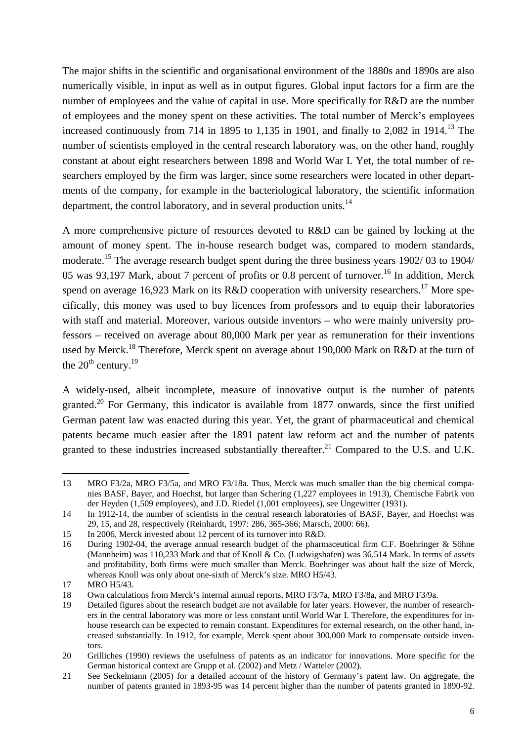The major shifts in the scientific and organisational environment of the 1880s and 1890s are also numerically visible, in input as well as in output figures. Global input factors for a firm are the number of employees and the value of capital in use. More specifically for R&D are the number of employees and the money spent on these activities. The total number of Merck's employees increased continuously from 714 in 1895 to 1,135 in 1901, and finally to 2,082 in 1914.[13] The number of scientists employed in the central research laboratory was, on the other hand, roughly constant at about eight researchers between 1898 and World War I. Yet, the total number of researchers employed by the firm was larger, since some researchers were located in other departments of the company, for example in the bacteriological laboratory, the scientific information department, the control laboratory, and in several production units.[14]

A more comprehensive picture of resources devoted to R&D can be gained by locking at the amount of money spent. The in-house research budget was, compared to modern standards, moderate.[15] The average research budget spent during the three business years 1902/ 03 to 1904/ 05 was 93,197 Mark, about 7 percent of profits or 0.8 percent of turnover.[16] In addition, Merck spend on average 16,923 Mark on its R&D cooperation with university researchers.[17] More specifically, this money was used to buy licences from professors and to equip their laboratories with staff and material. Moreover, various outside inventors – who were mainly university professors – received on average about 80,000 Mark per year as remuneration for their inventions used by Merck.[18] Therefore, Merck spent on average about 190,000 Mark on R&D at the turn of the 20th century.[19]

A widely-used, albeit incomplete, measure of innovative output is the number of patents granted.[20] For Germany, this indicator is available from 1877 onwards, since the first unified German patent law was enacted during this year. Yet, the grant of pharmaceutical and chemical patents became much easier after the 1891 patent law reform act and the number of patents granted to these industries increased substantially thereafter.[21] Compared to the U.S. and U.K.

---

13 MRO F3/2a, MRO F3/5a, and MRO F3/18a. Thus, Merck was much smaller than the big chemical companies BASF, Bayer, and Hoechst, but larger than Schering (1,227 employees in 1913), Chemische Fabrik von der Heyden (1,509 employees), and J.D. Riedel (1,001 employees), see Ungewitter (1931).

14 In 1912-14, the number of scientists in the central research laboratories of BASF, Bayer, and Hoechst was 29, 15, and 28, respectively (Reinhardt, 1997: 286, 365-366; Marsch, 2000: 66).

15 In 2006, Merck invested about 12 percent of its turnover into R&D.

16 During 1902-04, the average annual research budget of the pharmaceutical firm C.F. Boehringer & Söhne (Mannheim) was 110,233 Mark and that of Knoll & Co. (Ludwigshafen) was 36,514 Mark. In terms of assets and profitability, both firms were much smaller than Merck. Boehringer was about half the size of Merck, whereas Knoll was only about one-sixth of Merck's size. MRO H5/43.

17 MRO H5/43.

18 Own calculations from Merck's internal annual reports, MRO F3/7a, MRO F3/8a, and MRO F3/9a.

19 Detailed figures about the research budget are not available for later years. However, the number of researchers in the central laboratory was more or less constant until World War I. Therefore, the expenditures for in-house research can be expected to remain constant. Expenditures for external research, on the other hand, increased substantially. In 1912, for example, Merck spent about 300,000 Mark to compensate outside inventors.

20 Griliches (1990) reviews the usefulness of patents as an indicator for innovations. More specific for the German historical context are Grupp et al. (2002) and Metz / Watteler (2002).

21 See Seckelmann (2005) for a detailed account of the history of Germany's patent law. On aggregate, the number of patents granted in 1893-95 was 14 percent higher than the number of patents granted in 1890-92.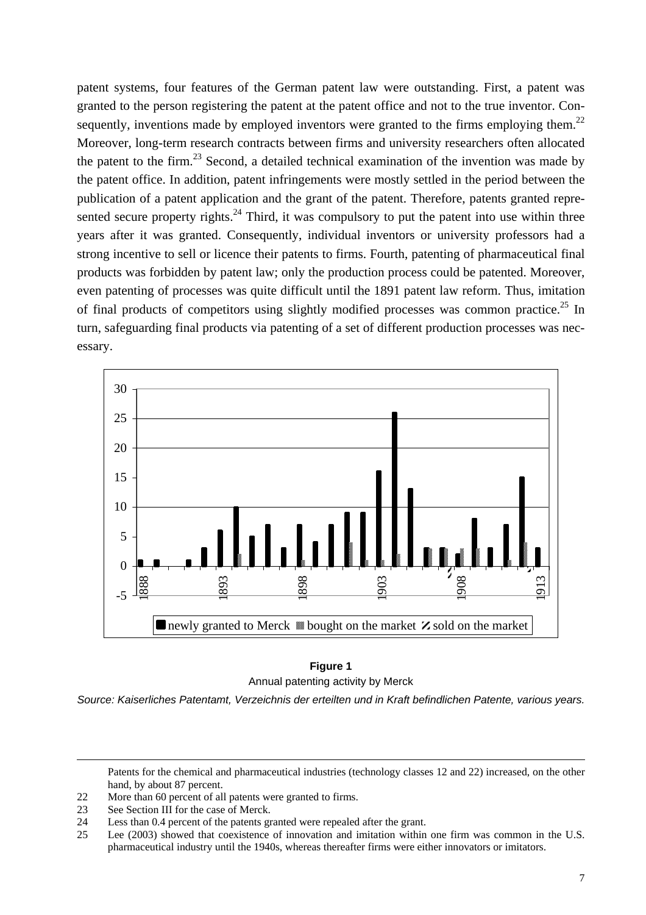patent systems, four features of the German patent law were outstanding. First, a patent was granted to the person registering the patent at the patent office and not to the true inventor. Consequently, inventions made by employed inventors were granted to the firms employing them.[22] Moreover, long-term research contracts between firms and university researchers often allocated the patent to the firm.[23] Second, a detailed technical examination of the invention was made by the patent office. In addition, patent infringements were mostly settled in the period between the publication of a patent application and the grant of the patent. Therefore, patents granted represented secure property rights.[24] Third, it was compulsory to put the patent into use within three years after it was granted. Consequently, individual inventors or university professors had a strong incentive to sell or licence their patents to firms. Fourth, patenting of pharmaceutical final products was forbidden by patent law; only the production process could be patented. Moreover, even patenting of processes was quite difficult until the 1891 patent law reform. Thus, imitation of final products of competitors using slightly modified processes was common practice.[25] In turn, safeguarding final products via patenting of a set of different production processes was necessary.

**Figure 1**

Annual patenting activity by Merck

*Source: Kaiserliches Patentamt, Verzeichnis der erteilten und in Kraft befindlichen Patente, various years.*

---

Patents for the chemical and pharmaceutical industries (technology classes 12 and 22) increased, on the other hand, by about 87 percent.

22 More than 60 percent of all patents were granted to firms.

23 See Section III for the case of Merck.

24 Less than 0.4 percent of the patents granted were repealed after the grant.

25 Lee (2003) showed that coexistence of innovation and imitation within one firm was common in the U.S. pharmaceutical industry until the 1940s, whereas thereafter firms were either innovators or imitators.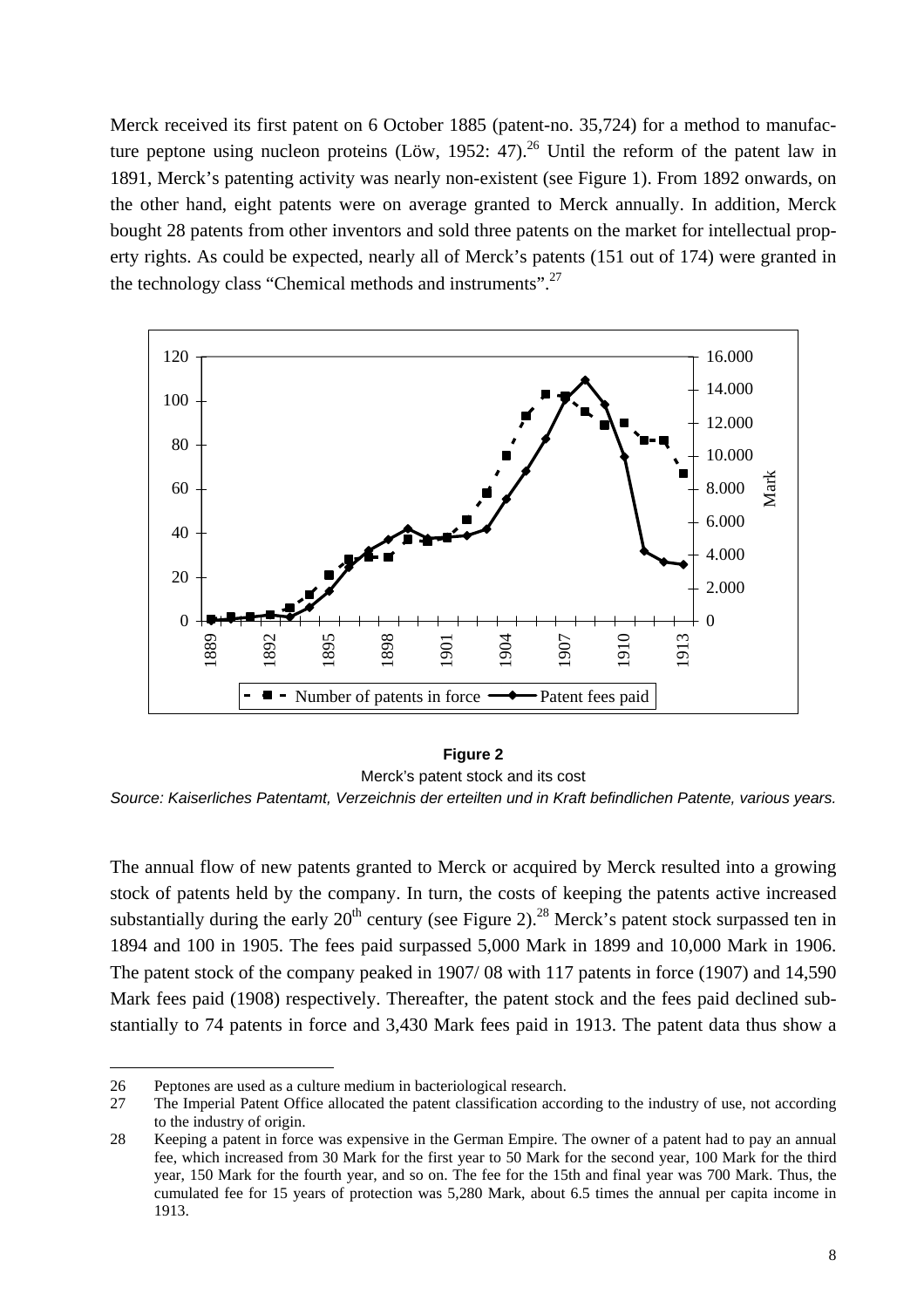Merck received its first patent on 6 October 1885 (patent-no. 35,724) for a method to manufacture peptone using nucleon proteins (Löw, 1952: 47).[26] Until the reform of the patent law in 1891, Merck's patenting activity was nearly non-existent (see Figure 1). From 1892 onwards, on the other hand, eight patents were on average granted to Merck annually. In addition, Merck bought 28 patents from other inventors and sold three patents on the market for intellectual property rights. As could be expected, nearly all of Merck's patents (151 out of 174) were granted in the technology class "Chemical methods and instruments".[27]

**Figure 2**

Merck's patent stock and its cost

*Source: Kaiserliches Patentamt, Verzeichnis der erteilten und in Kraft befindlichen Patente, various years.*

The annual flow of new patents granted to Merck or acquired by Merck resulted into a growing stock of patents held by the company. In turn, the costs of keeping the patents active increased substantially during the early 20[th] century (see Figure 2).[28] Merck's patent stock surpassed ten in 1894 and 100 in 1905. The fees paid surpassed 5,000 Mark in 1899 and 10,000 Mark in 1906. The patent stock of the company peaked in 1907/ 08 with 117 patents in force (1907) and 14,590 Mark fees paid (1908) respectively. Thereafter, the patent stock and the fees paid declined substantially to 74 patents in force and 3,430 Mark fees paid in 1913. The patent data thus show a

---

26 Peptones are used as a culture medium in bacteriological research.

27 The Imperial Patent Office allocated the patent classification according to the industry of use, not according to the industry of origin.

28 Keeping a patent in force was expensive in the German Empire. The owner of a patent had to pay an annual fee, which increased from 30 Mark for the first year to 50 Mark for the second year, 100 Mark for the third year, 150 Mark for the fourth year, and so on. The fee for the 15th and final year was 700 Mark. Thus, the cumulated fee for 15 years of protection was 5,280 Mark, about 6.5 times the annual per capita income in 1913.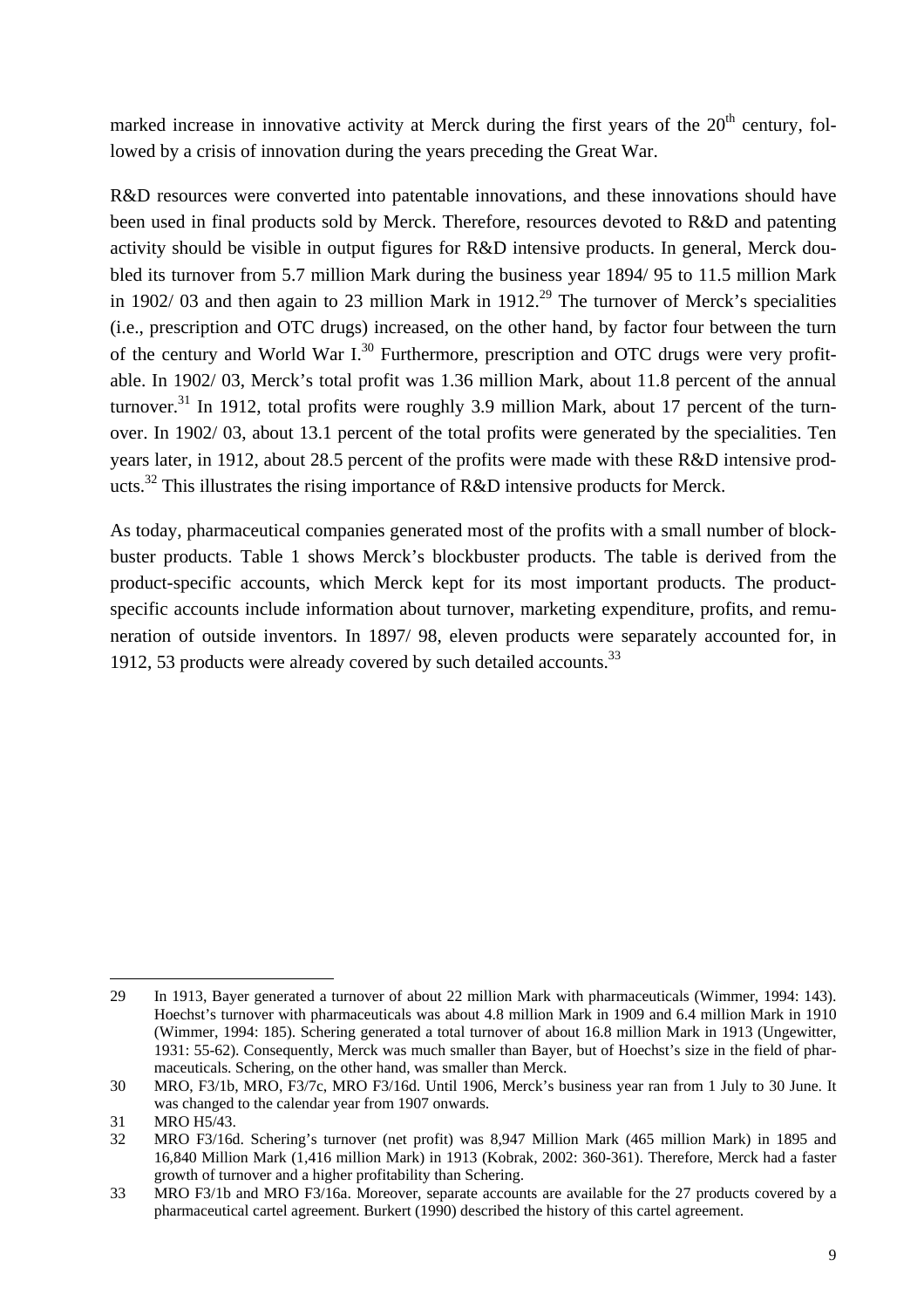marked increase in innovative activity at Merck during the first years of the $20^{th}$ century, followed by a crisis of innovation during the years preceding the Great War.

R&D resources were converted into patentable innovations, and these innovations should have been used in final products sold by Merck. Therefore, resources devoted to R&D and patenting activity should be visible in output figures for R&D intensive products. In general, Merck doubled its turnover from 5.7 million Mark during the business year 1894/ 95 to 11.5 million Mark in 1902/ 03 and then again to 23 million Mark in 1912.[29] The turnover of Merck's specialities (i.e., prescription and OTC drugs) increased, on the other hand, by factor four between the turn of the century and World War I.[30] Furthermore, prescription and OTC drugs were very profitable. In 1902/ 03, Merck's total profit was 1.36 million Mark, about 11.8 percent of the annual turnover.[31] In 1912, total profits were roughly 3.9 million Mark, about 17 percent of the turnover. In 1902/ 03, about 13.1 percent of the total profits were generated by the specialities. Ten years later, in 1912, about 28.5 percent of the profits were made with these R&D intensive products.[32] This illustrates the rising importance of R&D intensive products for Merck.

As today, pharmaceutical companies generated most of the profits with a small number of blockbuster products. Table 1 shows Merck's blockbuster products. The table is derived from the product-specific accounts, which Merck kept for its most important products. The product-specific accounts include information about turnover, marketing expenditure, profits, and remuneration of outside inventors. In 1897/ 98, eleven products were separately accounted for, in 1912, 53 products were already covered by such detailed accounts.[33]

---

29 In 1913, Bayer generated a turnover of about 22 million Mark with pharmaceuticals (Wimmer, 1994: 143). Hoechst's turnover with pharmaceuticals was about 4.8 million Mark in 1909 and 6.4 million Mark in 1910 (Wimmer, 1994: 185). Schering generated a total turnover of about 16.8 million Mark in 1913 (Ungewitter, 1931: 55-62). Consequently, Merck was much smaller than Bayer, but of Hoechst's size in the field of pharmaceuticals. Schering, on the other hand, was smaller than Merck.

30 MRO, F3/1b, MRO, F3/7c, MRO F3/16d. Until 1906, Merck's business year ran from 1 July to 30 June. It was changed to the calendar year from 1907 onwards.

31 MRO H5/43.

32 MRO F3/16d. Schering's turnover (net profit) was 8,947 Million Mark (465 million Mark) in 1895 and 16,840 Million Mark (1,416 million Mark) in 1913 (Kobrak, 2002: 360-361). Therefore, Merck had a faster growth of turnover and a higher profitability than Schering.

33 MRO F3/1b and MRO F3/16a. Moreover, separate accounts are available for the 27 products covered by a pharmaceutical cartel agreement. Burkert (1990) described the history of this cartel agreement.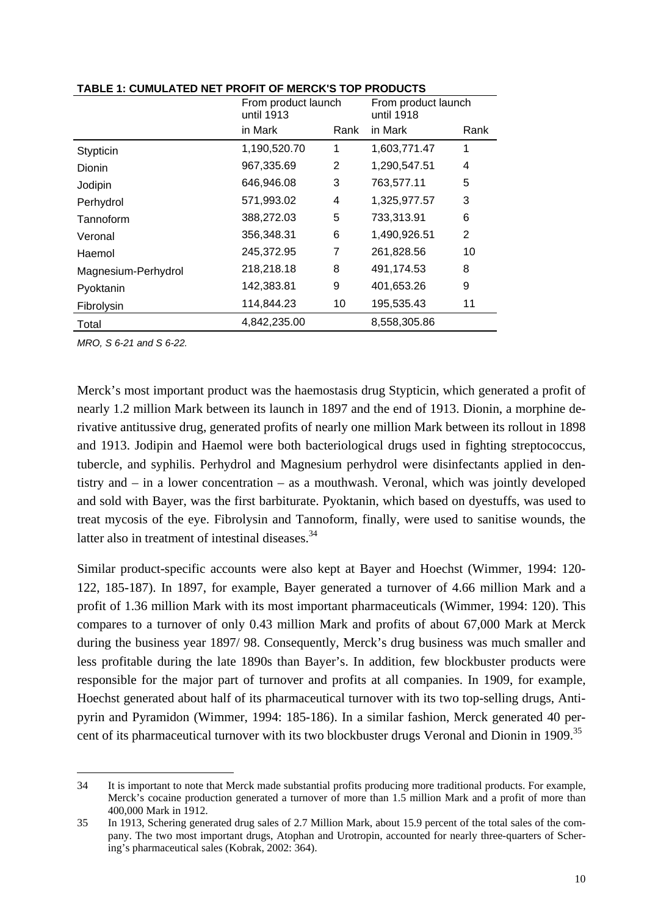**TABLE 1: CUMULATED NET PROFIT OF MERCK'S TOP PRODUCTS**

| | From product launch until 1913 | | From product launch until 1918 | |
|---|---|---|---|---|
| | in Mark | Rank | in Mark | Rank |
| Stypticin | 1,190,520.70 | 1 | 1,603,771.47 | 1 |
| Dionin | 967,335.69 | 2 | 1,290,547.51 | 4 |
| Jodipin | 646,946.08 | 3 | 763,577.11 | 5 |
| Perhydrol | 571,993.02 | 4 | 1,325,977.57 | 3 |
| Tannoform | 388,272.03 | 5 | 733,313.91 | 6 |
| Veronal | 356,348.31 | 6 | 1,490,926.51 | 2 |
| Haemol | 245,372.95 | 7 | 261,828.56 | 10 |
| Magnesium-Perhydrol | 218,218.18 | 8 | 491,174.53 | 8 |
| Pyoktanin | 142,383.81 | 9 | 401,653.26 | 9 |
| Fibrolysin | 114,844.23 | 10 | 195,535.43 | 11 |
| Total | 4,842,235.00 | | 8,558,305.86 | |

*MRO, S 6-21 and S 6-22.*

Merck's most important product was the haemostasis drug Stypticin, which generated a profit of nearly 1.2 million Mark between its launch in 1897 and the end of 1913. Dionin, a morphine derivative antitussive drug, generated profits of nearly one million Mark between its rollout in 1898 and 1913. Jodipin and Haemol were both bacteriological drugs used in fighting streptococcus, tubercle, and syphilis. Perhydrol and Magnesium perhydrol were disinfectants applied in dentistry and – in a lower concentration – as a mouthwash. Veronal, which was jointly developed and sold with Bayer, was the first barbiturate. Pyoktanin, which based on dyestuffs, was used to treat mycosis of the eye. Fibrolysin and Tannoform, finally, were used to sanitise wounds, the latter also in treatment of intestinal diseases.[34]

Similar product-specific accounts were also kept at Bayer and Hoechst (Wimmer, 1994: 120-122, 185-187). In 1897, for example, Bayer generated a turnover of 4.66 million Mark and a profit of 1.36 million Mark with its most important pharmaceuticals (Wimmer, 1994: 120). This compares to a turnover of only 0.43 million Mark and profits of about 67,000 Mark at Merck during the business year 1897/ 98. Consequently, Merck's drug business was much smaller and less profitable during the late 1890s than Bayer's. In addition, few blockbuster products were responsible for the major part of turnover and profits at all companies. In 1909, for example, Hoechst generated about half of its pharmaceutical turnover with its two top-selling drugs, Antipyrin and Pyramidon (Wimmer, 1994: 185-186). In a similar fashion, Merck generated 40 percent of its pharmaceutical turnover with its two blockbuster drugs Veronal and Dionin in 1909.[35]

---

34 It is important to note that Merck made substantial profits producing more traditional products. For example, Merck's cocaine production generated a turnover of more than 1.5 million Mark and a profit of more than 400,000 Mark in 1912.

35 In 1913, Schering generated drug sales of 2.7 Million Mark, about 15.9 percent of the total sales of the company. The two most important drugs, Atophan and Urotropin, accounted for nearly three-quarters of Schering's pharmaceutical sales (Kobrak, 2002: 364).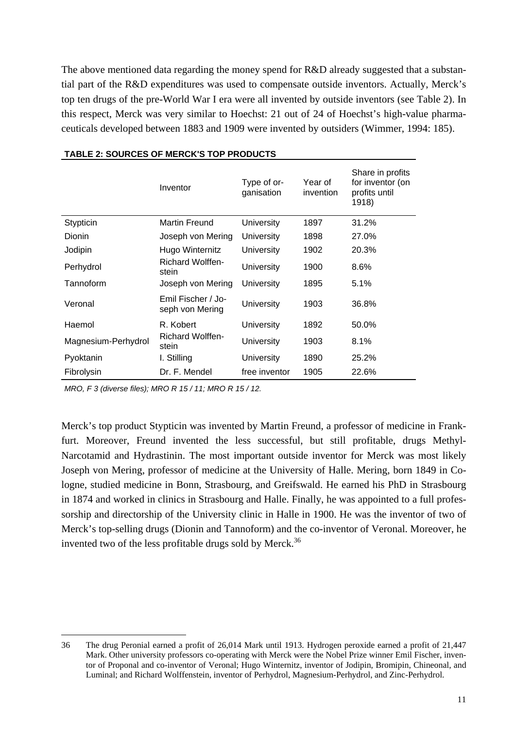The above mentioned data regarding the money spend for R&D already suggested that a substantial part of the R&D expenditures was used to compensate outside inventors. Actually, Merck's top ten drugs of the pre-World War I era were all invented by outside inventors (see Table 2). In this respect, Merck was very similar to Hoechst: 21 out of 24 of Hoechst's high-value pharmaceuticals developed between 1883 and 1909 were invented by outsiders (Wimmer, 1994: 185).

**TABLE 2: SOURCES OF MERCK'S TOP PRODUCTS**

| | Inventor | Type of organisation | Year of invention | Share in profits for inventor (on profits until 1918) |
|---|---|---|---|---|
| Stypticin | Martin Freund | University | 1897 | 31.2% |
| Dionin | Joseph von Mering | University | 1898 | 27.0% |
| Jodipin | Hugo Winternitz | University | 1902 | 20.3% |
| Perhydrol | Richard Wolffenstein | University | 1900 | 8.6% |
| Tannoform | Joseph von Mering | University | 1895 | 5.1% |
| Veronal | Emil Fischer / Joseph von Mering | University | 1903 | 36.8% |
| Haemol | R. Kobert | University | 1892 | 50.0% |
| Magnesium-Perhydrol | Richard Wolffenstein | University | 1903 | 8.1% |
| Pyoktanin | I. Stilling | University | 1890 | 25.2% |
| Fibrolysin | Dr. F. Mendel | free inventor | 1905 | 22.6% |

*MRO, F 3 (diverse files); MRO R 15 / 11; MRO R 15 / 12.*

Merck's top product Stypticin was invented by Martin Freund, a professor of medicine in Frankfurt. Moreover, Freund invented the less successful, but still profitable, drugs Methyl-Narcotamid and Hydrastinin. The most important outside inventor for Merck was most likely Joseph von Mering, professor of medicine at the University of Halle. Mering, born 1849 in Cologne, studied medicine in Bonn, Strasbourg, and Greifswald. He earned his PhD in Strasbourg in 1874 and worked in clinics in Strasbourg and Halle. Finally, he was appointed to a full professorship and directorship of the University clinic in Halle in 1900. He was the inventor of two of Merck's top-selling drugs (Dionin and Tannoform) and the co-inventor of Veronal. Moreover, he invented two of the less profitable drugs sold by Merck.[36]

---

36 The drug Peronial earned a profit of 26,014 Mark until 1913. Hydrogen peroxide earned a profit of 21,447 Mark. Other university professors co-operating with Merck were the Nobel Prize winner Emil Fischer, inventor of Proponal and co-inventor of Veronal; Hugo Winternitz, inventor of Jodipin, Bromipin, Chineonal, and Luminal; and Richard Wolffenstein, inventor of Perhydrol, Magnesium-Perhydrol, and Zinc-Perhydrol.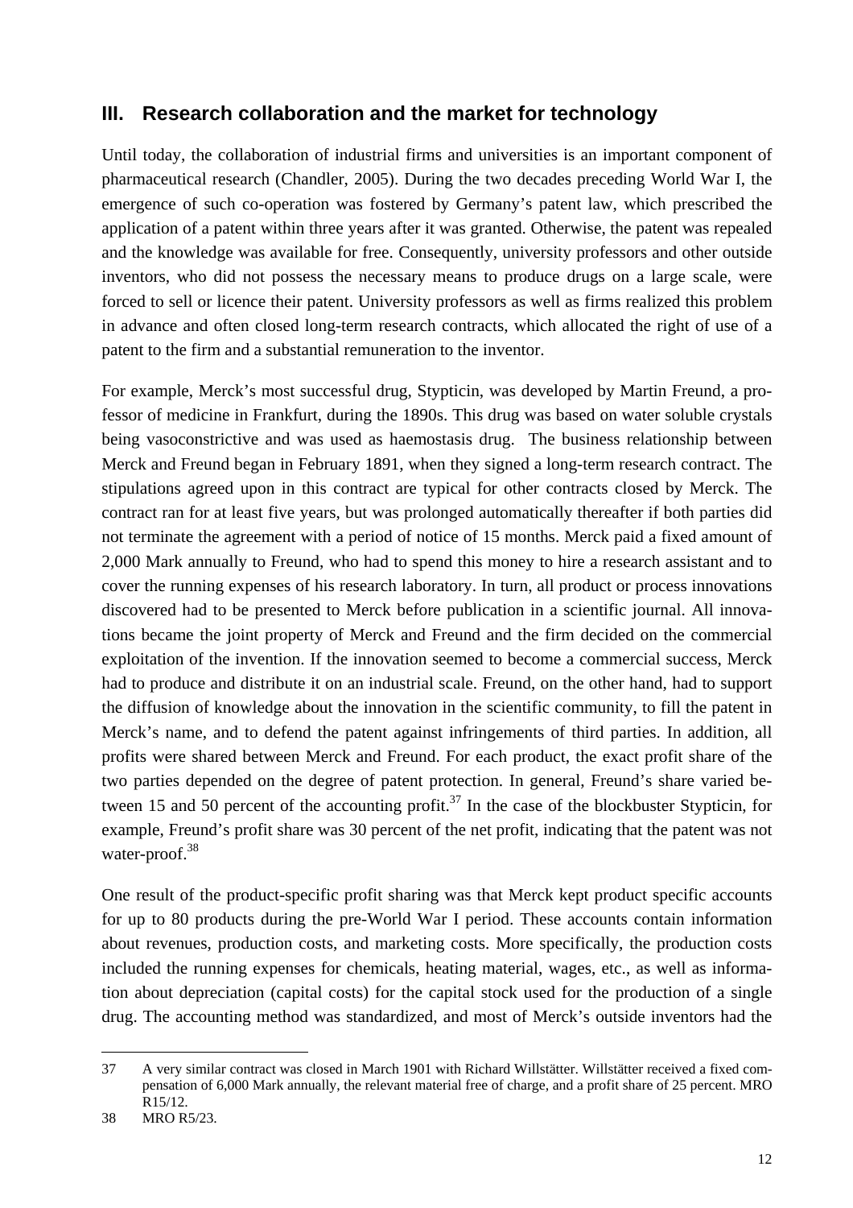## III. Research collaboration and the market for technology

Until today, the collaboration of industrial firms and universities is an important component of pharmaceutical research (Chandler, 2005). During the two decades preceding World War I, the emergence of such co-operation was fostered by Germany's patent law, which prescribed the application of a patent within three years after it was granted. Otherwise, the patent was repealed and the knowledge was available for free. Consequently, university professors and other outside inventors, who did not possess the necessary means to produce drugs on a large scale, were forced to sell or licence their patent. University professors as well as firms realized this problem in advance and often closed long-term research contracts, which allocated the right of use of a patent to the firm and a substantial remuneration to the inventor.

For example, Merck's most successful drug, Stypticin, was developed by Martin Freund, a professor of medicine in Frankfurt, during the 1890s. This drug was based on water soluble crystals being vasoconstrictive and was used as haemostasis drug. The business relationship between Merck and Freund began in February 1891, when they signed a long-term research contract. The stipulations agreed upon in this contract are typical for other contracts closed by Merck. The contract ran for at least five years, but was prolonged automatically thereafter if both parties did not terminate the agreement with a period of notice of 15 months. Merck paid a fixed amount of 2,000 Mark annually to Freund, who had to spend this money to hire a research assistant and to cover the running expenses of his research laboratory. In turn, all product or process innovations discovered had to be presented to Merck before publication in a scientific journal. All innovations became the joint property of Merck and Freund and the firm decided on the commercial exploitation of the invention. If the innovation seemed to become a commercial success, Merck had to produce and distribute it on an industrial scale. Freund, on the other hand, had to support the diffusion of knowledge about the innovation in the scientific community, to fill the patent in Merck's name, and to defend the patent against infringements of third parties. In addition, all profits were shared between Merck and Freund. For each product, the exact profit share of the two parties depended on the degree of patent protection. In general, Freund's share varied between 15 and 50 percent of the accounting profit.[37] In the case of the blockbuster Stypticin, for example, Freund's profit share was 30 percent of the net profit, indicating that the patent was not water-proof.[38]

One result of the product-specific profit sharing was that Merck kept product specific accounts for up to 80 products during the pre-World War I period. These accounts contain information about revenues, production costs, and marketing costs. More specifically, the production costs included the running expenses for chemicals, heating material, wages, etc., as well as information about depreciation (capital costs) for the capital stock used for the production of a single drug. The accounting method was standardized, and most of Merck's outside inventors had the

---

37 A very similar contract was closed in March 1901 with Richard Willstätter. Willstätter received a fixed compensation of 6,000 Mark annually, the relevant material free of charge, and a profit share of 25 percent. MRO R15/12.

38 MRO R5/23.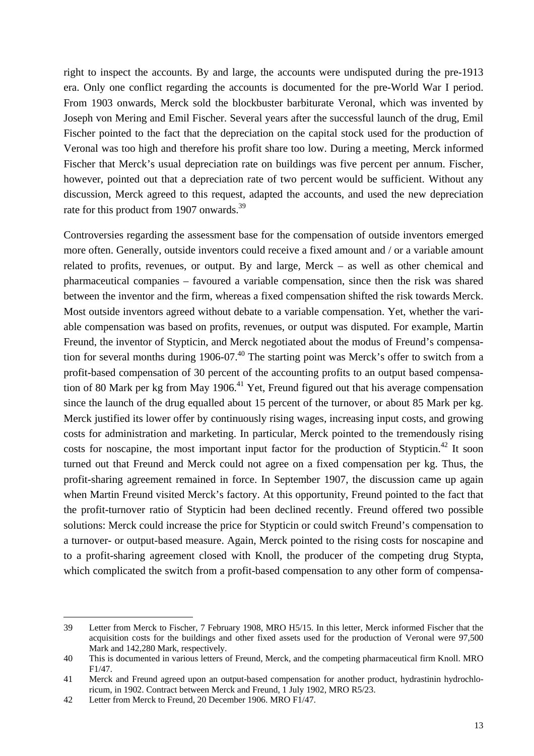right to inspect the accounts. By and large, the accounts were undisputed during the pre-1913 era. Only one conflict regarding the accounts is documented for the pre-World War I period. From 1903 onwards, Merck sold the blockbuster barbiturate Veronal, which was invented by Joseph von Mering and Emil Fischer. Several years after the successful launch of the drug, Emil Fischer pointed to the fact that the depreciation on the capital stock used for the production of Veronal was too high and therefore his profit share too low. During a meeting, Merck informed Fischer that Merck's usual depreciation rate on buildings was five percent per annum. Fischer, however, pointed out that a depreciation rate of two percent would be sufficient. Without any discussion, Merck agreed to this request, adapted the accounts, and used the new depreciation rate for this product from 1907 onwards.[39]

Controversies regarding the assessment base for the compensation of outside inventors emerged more often. Generally, outside inventors could receive a fixed amount and / or a variable amount related to profits, revenues, or output. By and large, Merck – as well as other chemical and pharmaceutical companies – favoured a variable compensation, since then the risk was shared between the inventor and the firm, whereas a fixed compensation shifted the risk towards Merck. Most outside inventors agreed without debate to a variable compensation. Yet, whether the variable compensation was based on profits, revenues, or output was disputed. For example, Martin Freund, the inventor of Stypticin, and Merck negotiated about the modus of Freund's compensation for several months during 1906-07.[40] The starting point was Merck's offer to switch from a profit-based compensation of 30 percent of the accounting profits to an output based compensation of 80 Mark per kg from May 1906.[41] Yet, Freund figured out that his average compensation since the launch of the drug equalled about 15 percent of the turnover, or about 85 Mark per kg. Merck justified its lower offer by continuously rising wages, increasing input costs, and growing costs for administration and marketing. In particular, Merck pointed to the tremendously rising costs for noscapine, the most important input factor for the production of Stypticin.[42] It soon turned out that Freund and Merck could not agree on a fixed compensation per kg. Thus, the profit-sharing agreement remained in force. In September 1907, the discussion came up again when Martin Freund visited Merck's factory. At this opportunity, Freund pointed to the fact that the profit-turnover ratio of Stypticin had been declined recently. Freund offered two possible solutions: Merck could increase the price for Stypticin or could switch Freund's compensation to a turnover- or output-based measure. Again, Merck pointed to the rising costs for noscapine and to a profit-sharing agreement closed with Knoll, the producer of the competing drug Stypta, which complicated the switch from a profit-based compensation to any other form of compensa-

---

39 Letter from Merck to Fischer, 7 February 1908, MRO H5/15. In this letter, Merck informed Fischer that the acquisition costs for the buildings and other fixed assets used for the production of Veronal were 97,500 Mark and 142,280 Mark, respectively.

40 This is documented in various letters of Freund, Merck, and the competing pharmaceutical firm Knoll. MRO F1/47.

41 Merck and Freund agreed upon an output-based compensation for another product, hydrastinin hydrochloricum, in 1902. Contract between Merck and Freund, 1 July 1902, MRO R5/23.

42 Letter from Merck to Freund, 20 December 1906. MRO F1/47.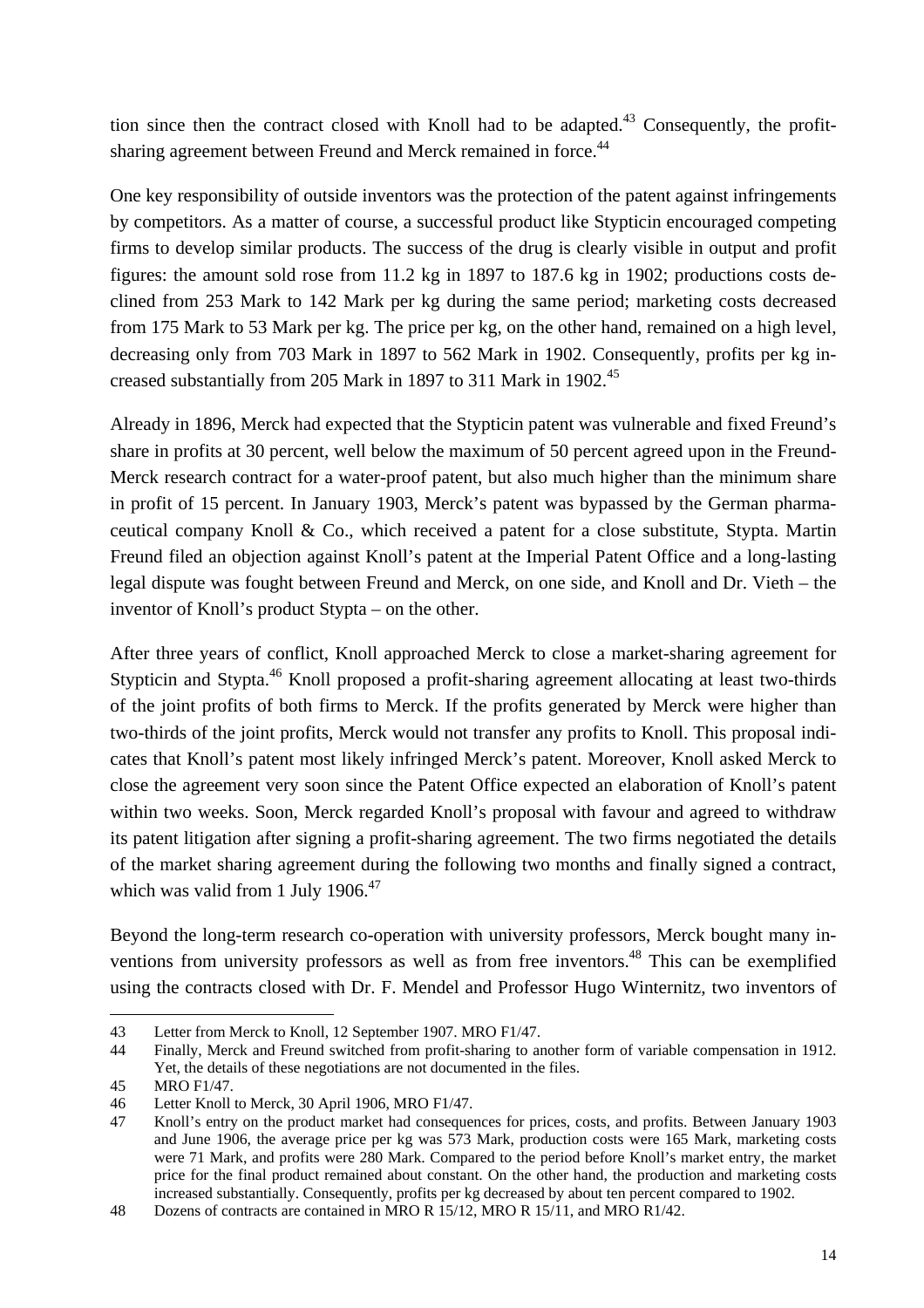tion since then the contract closed with Knoll had to be adapted.[43] Consequently, the profit-sharing agreement between Freund and Merck remained in force.[44]

One key responsibility of outside inventors was the protection of the patent against infringements by competitors. As a matter of course, a successful product like Stypticin encouraged competing firms to develop similar products. The success of the drug is clearly visible in output and profit figures: the amount sold rose from 11.2 kg in 1897 to 187.6 kg in 1902; productions costs declined from 253 Mark to 142 Mark per kg during the same period; marketing costs decreased from 175 Mark to 53 Mark per kg. The price per kg, on the other hand, remained on a high level, decreasing only from 703 Mark in 1897 to 562 Mark in 1902. Consequently, profits per kg increased substantially from 205 Mark in 1897 to 311 Mark in 1902.[45]

Already in 1896, Merck had expected that the Stypticin patent was vulnerable and fixed Freund's share in profits at 30 percent, well below the maximum of 50 percent agreed upon in the Freund-Merck research contract for a water-proof patent, but also much higher than the minimum share in profit of 15 percent. In January 1903, Merck's patent was bypassed by the German pharmaceutical company Knoll & Co., which received a patent for a close substitute, Stypta. Martin Freund filed an objection against Knoll's patent at the Imperial Patent Office and a long-lasting legal dispute was fought between Freund and Merck, on one side, and Knoll and Dr. Vieth – the inventor of Knoll's product Stypta – on the other.

After three years of conflict, Knoll approached Merck to close a market-sharing agreement for Stypticin and Stypta.[46] Knoll proposed a profit-sharing agreement allocating at least two-thirds of the joint profits of both firms to Merck. If the profits generated by Merck were higher than two-thirds of the joint profits, Merck would not transfer any profits to Knoll. This proposal indicates that Knoll's patent most likely infringed Merck's patent. Moreover, Knoll asked Merck to close the agreement very soon since the Patent Office expected an elaboration of Knoll's patent within two weeks. Soon, Merck regarded Knoll's proposal with favour and agreed to withdraw its patent litigation after signing a profit-sharing agreement. The two firms negotiated the details of the market sharing agreement during the following two months and finally signed a contract, which was valid from 1 July 1906.[47]

Beyond the long-term research co-operation with university professors, Merck bought many inventions from university professors as well as from free inventors.[48] This can be exemplified using the contracts closed with Dr. F. Mendel and Professor Hugo Winternitz, two inventors of

---

43 Letter from Merck to Knoll, 12 September 1907. MRO F1/47.

44 Finally, Merck and Freund switched from profit-sharing to another form of variable compensation in 1912. Yet, the details of these negotiations are not documented in the files.

45 MRO F1/47.

46 Letter Knoll to Merck, 30 April 1906, MRO F1/47.

47 Knoll's entry on the product market had consequences for prices, costs, and profits. Between January 1903 and June 1906, the average price per kg was 573 Mark, production costs were 165 Mark, marketing costs were 71 Mark, and profits were 280 Mark. Compared to the period before Knoll's market entry, the market price for the final product remained about constant. On the other hand, the production and marketing costs increased substantially. Consequently, profits per kg decreased by about ten percent compared to 1902.

48 Dozens of contracts are contained in MRO R 15/12, MRO R 15/11, and MRO R1/42.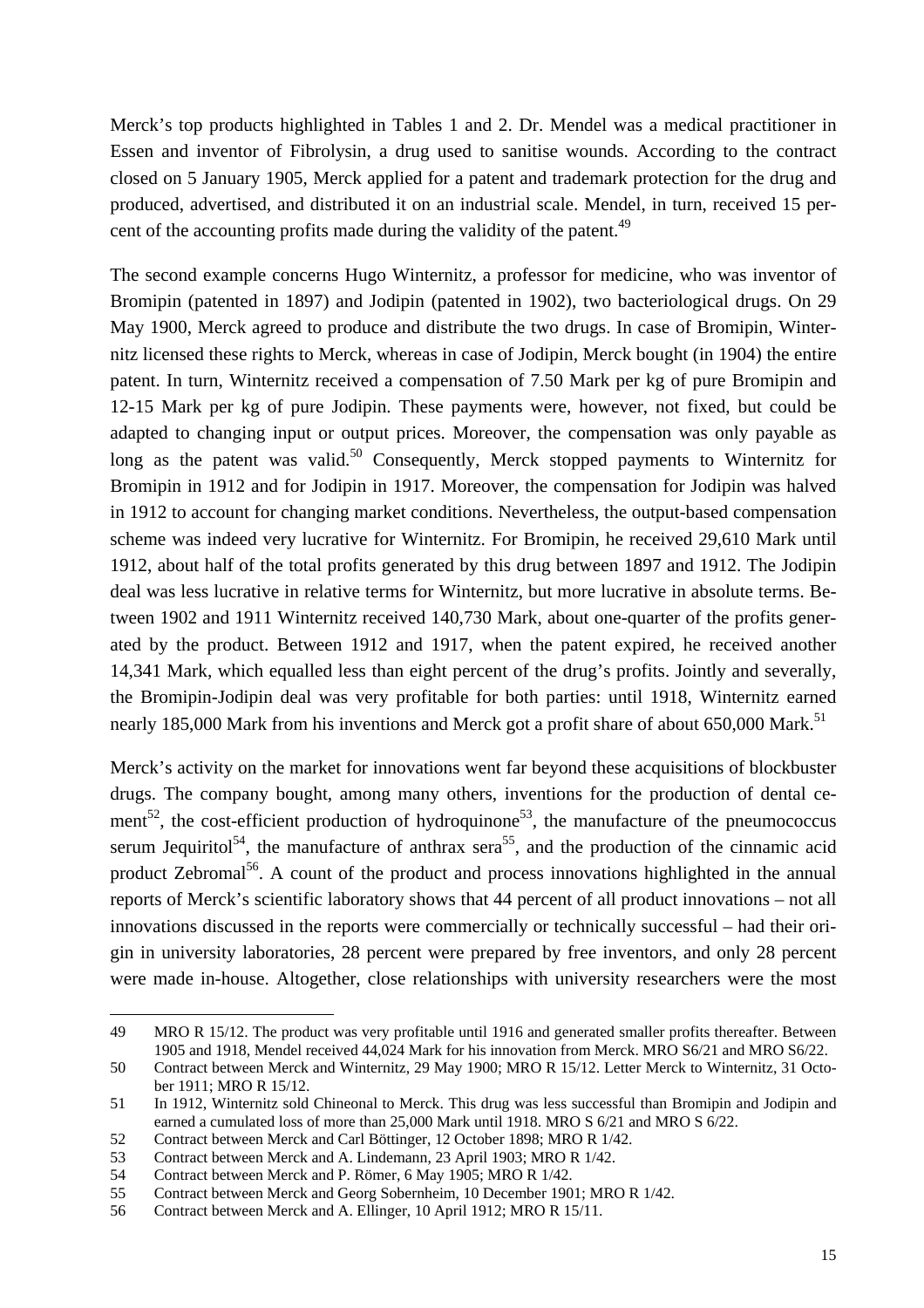Merck's top products highlighted in Tables 1 and 2. Dr. Mendel was a medical practitioner in Essen and inventor of Fibrolysin, a drug used to sanitise wounds. According to the contract closed on 5 January 1905, Merck applied for a patent and trademark protection for the drug and produced, advertised, and distributed it on an industrial scale. Mendel, in turn, received 15 percent of the accounting profits made during the validity of the patent.[49]

The second example concerns Hugo Winternitz, a professor for medicine, who was inventor of Bromipin (patented in 1897) and Jodipin (patented in 1902), two bacteriological drugs. On 29 May 1900, Merck agreed to produce and distribute the two drugs. In case of Bromipin, Winternitz licensed these rights to Merck, whereas in case of Jodipin, Merck bought (in 1904) the entire patent. In turn, Winternitz received a compensation of 7.50 Mark per kg of pure Bromipin and 12-15 Mark per kg of pure Jodipin. These payments were, however, not fixed, but could be adapted to changing input or output prices. Moreover, the compensation was only payable as long as the patent was valid.[50] Consequently, Merck stopped payments to Winternitz for Bromipin in 1912 and for Jodipin in 1917. Moreover, the compensation for Jodipin was halved in 1912 to account for changing market conditions. Nevertheless, the output-based compensation scheme was indeed very lucrative for Winternitz. For Bromipin, he received 29,610 Mark until 1912, about half of the total profits generated by this drug between 1897 and 1912. The Jodipin deal was less lucrative in relative terms for Winternitz, but more lucrative in absolute terms. Between 1902 and 1911 Winternitz received 140,730 Mark, about one-quarter of the profits generated by the product. Between 1912 and 1917, when the patent expired, he received another 14,341 Mark, which equalled less than eight percent of the drug's profits. Jointly and severally, the Bromipin-Jodipin deal was very profitable for both parties: until 1918, Winternitz earned nearly 185,000 Mark from his inventions and Merck got a profit share of about 650,000 Mark.[51]

Merck's activity on the market for innovations went far beyond these acquisitions of blockbuster drugs. The company bought, among many others, inventions for the production of dental cement[52], the cost-efficient production of hydroquinone[53], the manufacture of the pneumococcus serum Jequiritol[54], the manufacture of anthrax sera[55], and the production of the cinnamic acid product Zebromal[56]. A count of the product and process innovations highlighted in the annual reports of Merck's scientific laboratory shows that 44 percent of all product innovations – not all innovations discussed in the reports were commercially or technically successful – had their origin in university laboratories, 28 percent were prepared by free inventors, and only 28 percent were made in-house. Altogether, close relationships with university researchers were the most

---

49 MRO R 15/12. The product was very profitable until 1916 and generated smaller profits thereafter. Between 1905 and 1918, Mendel received 44,024 Mark for his innovation from Merck. MRO S6/21 and MRO S6/22.

50 Contract between Merck and Winternitz, 29 May 1900; MRO R 15/12. Letter Merck to Winternitz, 31 October 1911; MRO R 15/12.

51 In 1912, Winternitz sold Chineonal to Merck. This drug was less successful than Bromipin and Jodipin and earned a cumulated loss of more than 25,000 Mark until 1918. MRO S 6/21 and MRO S 6/22.

52 Contract between Merck and Carl Böttinger, 12 October 1898; MRO R 1/42.

53 Contract between Merck and A. Lindemann, 23 April 1903; MRO R 1/42.

54 Contract between Merck and P. Römer, 6 May 1905; MRO R 1/42.

55 Contract between Merck and Georg Sobernheim, 10 December 1901; MRO R 1/42.

56 Contract between Merck and A. Ellinger, 10 April 1912; MRO R 15/11.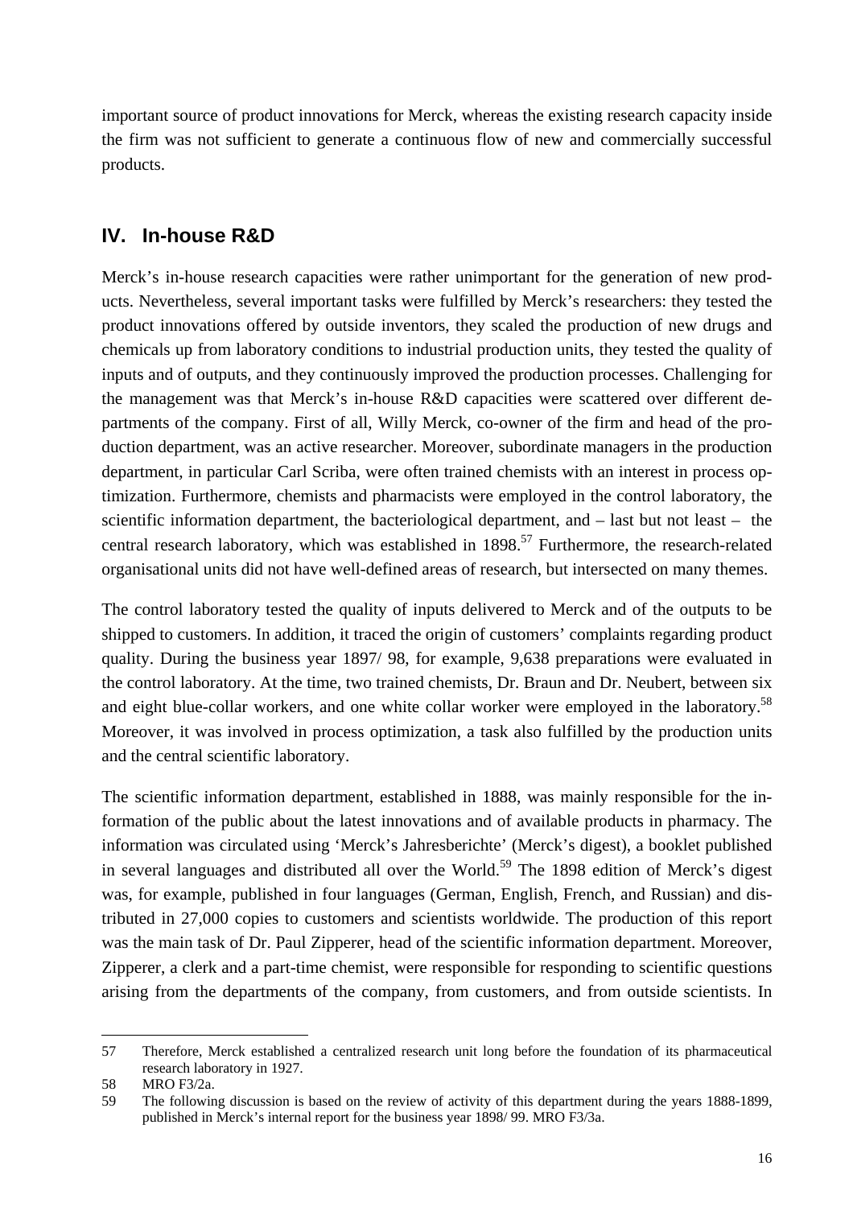important source of product innovations for Merck, whereas the existing research capacity inside the firm was not sufficient to generate a continuous flow of new and commercially successful products.

## IV. In-house R&D

Merck's in-house research capacities were rather unimportant for the generation of new products. Nevertheless, several important tasks were fulfilled by Merck's researchers: they tested the product innovations offered by outside inventors, they scaled the production of new drugs and chemicals up from laboratory conditions to industrial production units, they tested the quality of inputs and of outputs, and they continuously improved the production processes. Challenging for the management was that Merck's in-house R&D capacities were scattered over different departments of the company. First of all, Willy Merck, co-owner of the firm and head of the production department, was an active researcher. Moreover, subordinate managers in the production department, in particular Carl Scriba, were often trained chemists with an interest in process optimization. Furthermore, chemists and pharmacists were employed in the control laboratory, the scientific information department, the bacteriological department, and – last but not least – the central research laboratory, which was established in 1898.[57] Furthermore, the research-related organisational units did not have well-defined areas of research, but intersected on many themes.

The control laboratory tested the quality of inputs delivered to Merck and of the outputs to be shipped to customers. In addition, it traced the origin of customers' complaints regarding product quality. During the business year 1897/ 98, for example, 9,638 preparations were evaluated in the control laboratory. At the time, two trained chemists, Dr. Braun and Dr. Neubert, between six and eight blue-collar workers, and one white collar worker were employed in the laboratory.[58] Moreover, it was involved in process optimization, a task also fulfilled by the production units and the central scientific laboratory.

The scientific information department, established in 1888, was mainly responsible for the information of the public about the latest innovations and of available products in pharmacy. The information was circulated using 'Merck's Jahresberichte' (Merck's digest), a booklet published in several languages and distributed all over the World.[59] The 1898 edition of Merck's digest was, for example, published in four languages (German, English, French, and Russian) and distributed in 27,000 copies to customers and scientists worldwide. The production of this report was the main task of Dr. Paul Zipperer, head of the scientific information department. Moreover, Zipperer, a clerk and a part-time chemist, were responsible for responding to scientific questions arising from the departments of the company, from customers, and from outside scientists. In

---

57 Therefore, Merck established a centralized research unit long before the foundation of its pharmaceutical research laboratory in 1927.

58 MRO F3/2a.

59 The following discussion is based on the review of activity of this department during the years 1888-1899, published in Merck's internal report for the business year 1898/ 99. MRO F3/3a.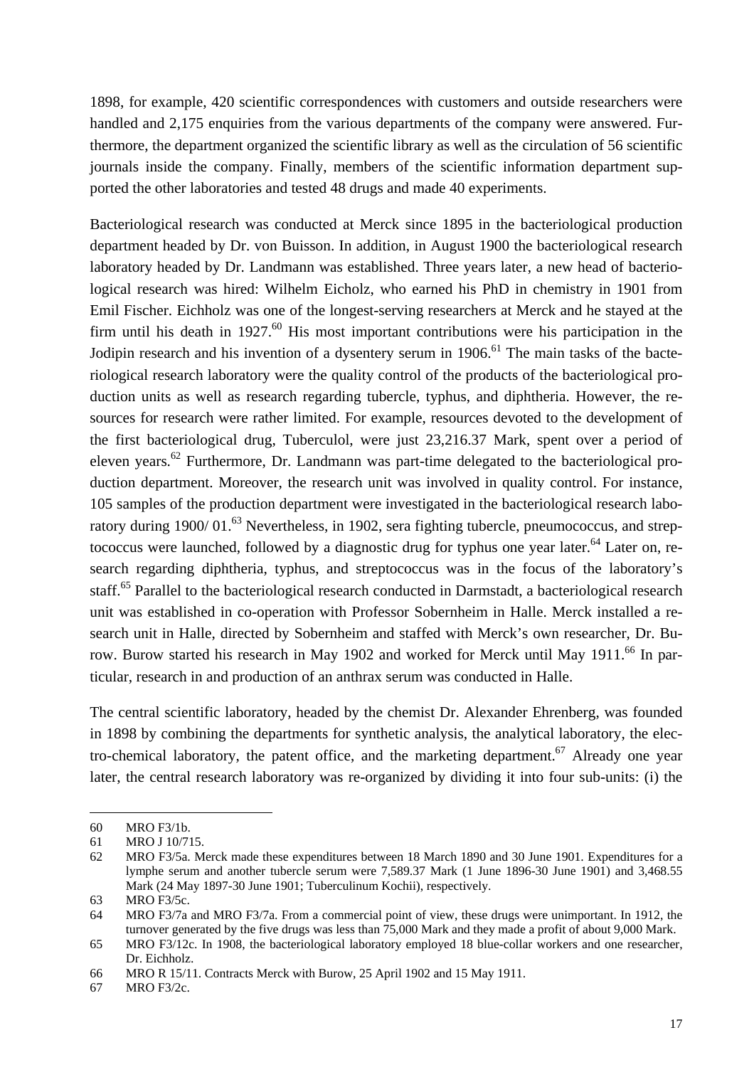1898, for example, 420 scientific correspondences with customers and outside researchers were handled and 2,175 enquiries from the various departments of the company were answered. Furthermore, the department organized the scientific library as well as the circulation of 56 scientific journals inside the company. Finally, members of the scientific information department supported the other laboratories and tested 48 drugs and made 40 experiments.

Bacteriological research was conducted at Merck since 1895 in the bacteriological production department headed by Dr. von Buisson. In addition, in August 1900 the bacteriological research laboratory headed by Dr. Landmann was established. Three years later, a new head of bacteriological research was hired: Wilhelm Eicholz, who earned his PhD in chemistry in 1901 from Emil Fischer. Eichholz was one of the longest-serving researchers at Merck and he stayed at the firm until his death in 1927.[60] His most important contributions were his participation in the Jodipin research and his invention of a dysentery serum in 1906.[61] The main tasks of the bacteriological research laboratory were the quality control of the products of the bacteriological production units as well as research regarding tubercle, typhus, and diphtheria. However, the resources for research were rather limited. For example, resources devoted to the development of the first bacteriological drug, Tuberculol, were just 23,216.37 Mark, spent over a period of eleven years.[62] Furthermore, Dr. Landmann was part-time delegated to the bacteriological production department. Moreover, the research unit was involved in quality control. For instance, 105 samples of the production department were investigated in the bacteriological research laboratory during 1900/ 01.[63] Nevertheless, in 1902, sera fighting tubercle, pneumococcus, and streptococcus were launched, followed by a diagnostic drug for typhus one year later.[64] Later on, research regarding diphtheria, typhus, and streptococcus was in the focus of the laboratory's staff.[65] Parallel to the bacteriological research conducted in Darmstadt, a bacteriological research unit was established in co-operation with Professor Sobernheim in Halle. Merck installed a research unit in Halle, directed by Sobernheim and staffed with Merck's own researcher, Dr. Burow. Burow started his research in May 1902 and worked for Merck until May 1911.[66] In particular, research in and production of an anthrax serum was conducted in Halle.

The central scientific laboratory, headed by the chemist Dr. Alexander Ehrenberg, was founded in 1898 by combining the departments for synthetic analysis, the analytical laboratory, the electro-chemical laboratory, the patent office, and the marketing department.[67] Already one year later, the central research laboratory was re-organized by dividing it into four sub-units: (i) the

---

60 MRO F3/1b.

61 MRO J 10/715.

62 MRO F3/5a. Merck made these expenditures between 18 March 1890 and 30 June 1901. Expenditures for a lymphe serum and another tubercle serum were 7,589.37 Mark (1 June 1896-30 June 1901) and 3,468.55 Mark (24 May 1897-30 June 1901; Tuberculinum Kochii), respectively.

63 MRO F3/5c.

64 MRO F3/7a and MRO F3/7a. From a commercial point of view, these drugs were unimportant. In 1912, the turnover generated by the five drugs was less than 75,000 Mark and they made a profit of about 9,000 Mark.

65 MRO F3/12c. In 1908, the bacteriological laboratory employed 18 blue-collar workers and one researcher, Dr. Eichholz.

66 MRO R 15/11. Contracts Merck with Burow, 25 April 1902 and 15 May 1911.

67 MRO F3/2c.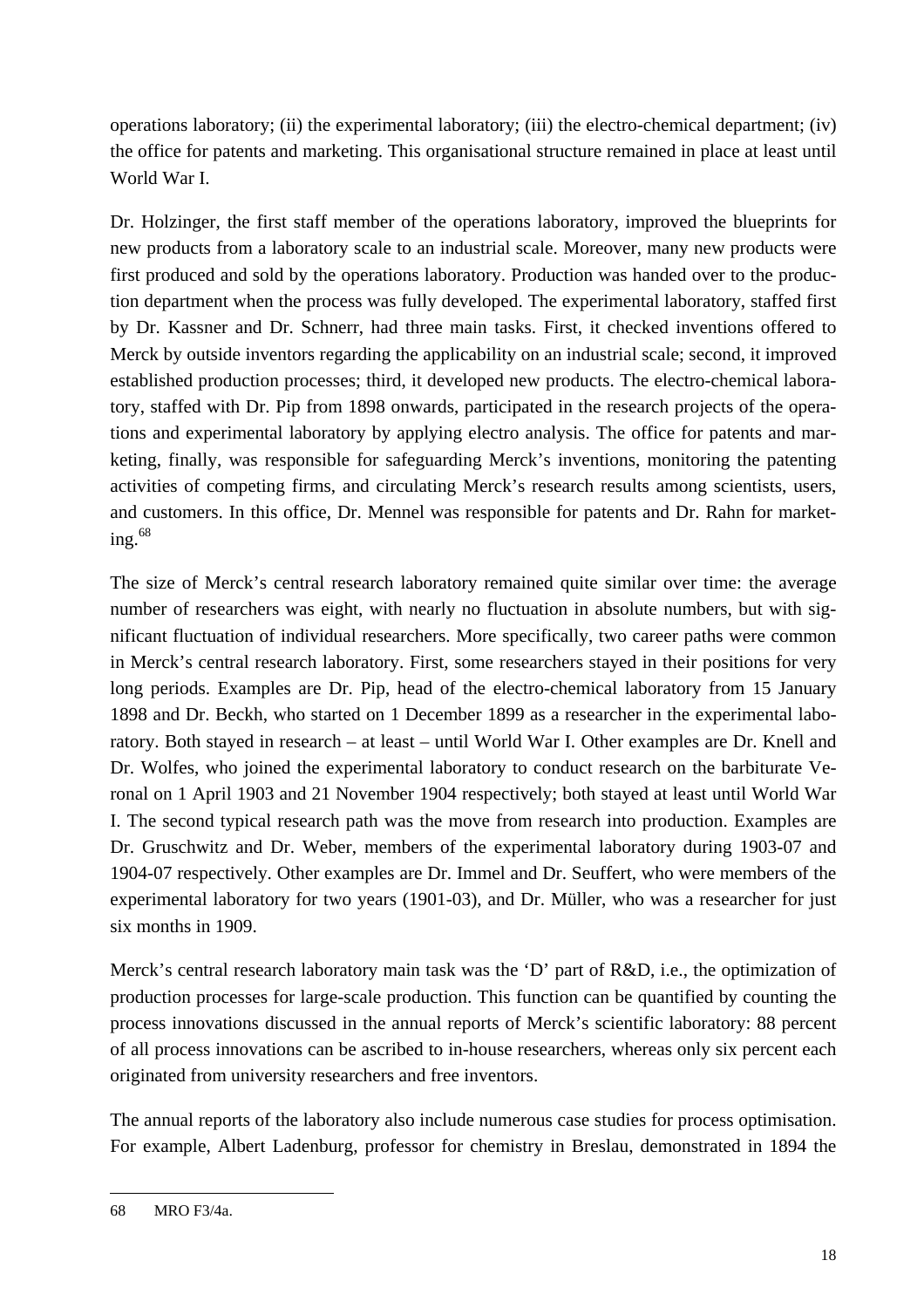operations laboratory; (ii) the experimental laboratory; (iii) the electro-chemical department; (iv) the office for patents and marketing. This organisational structure remained in place at least until World War I.

Dr. Holzinger, the first staff member of the operations laboratory, improved the blueprints for new products from a laboratory scale to an industrial scale. Moreover, many new products were first produced and sold by the operations laboratory. Production was handed over to the production department when the process was fully developed. The experimental laboratory, staffed first by Dr. Kassner and Dr. Schnerr, had three main tasks. First, it checked inventions offered to Merck by outside inventors regarding the applicability on an industrial scale; second, it improved established production processes; third, it developed new products. The electro-chemical laboratory, staffed with Dr. Pip from 1898 onwards, participated in the research projects of the operations and experimental laboratory by applying electro analysis. The office for patents and marketing, finally, was responsible for safeguarding Merck's inventions, monitoring the patenting activities of competing firms, and circulating Merck's research results among scientists, users, and customers. In this office, Dr. Mennel was responsible for patents and Dr. Rahn for marketing.[68]

The size of Merck's central research laboratory remained quite similar over time: the average number of researchers was eight, with nearly no fluctuation in absolute numbers, but with significant fluctuation of individual researchers. More specifically, two career paths were common in Merck's central research laboratory. First, some researchers stayed in their positions for very long periods. Examples are Dr. Pip, head of the electro-chemical laboratory from 15 January 1898 and Dr. Beckh, who started on 1 December 1899 as a researcher in the experimental laboratory. Both stayed in research – at least – until World War I. Other examples are Dr. Knell and Dr. Wolfes, who joined the experimental laboratory to conduct research on the barbiturate Veronal on 1 April 1903 and 21 November 1904 respectively; both stayed at least until World War I. The second typical research path was the move from research into production. Examples are Dr. Gruschwitz and Dr. Weber, members of the experimental laboratory during 1903-07 and 1904-07 respectively. Other examples are Dr. Immel and Dr. Seuffert, who were members of the experimental laboratory for two years (1901-03), and Dr. Müller, who was a researcher for just six months in 1909.

Merck's central research laboratory main task was the 'D' part of R&D, i.e., the optimization of production processes for large-scale production. This function can be quantified by counting the process innovations discussed in the annual reports of Merck's scientific laboratory: 88 percent of all process innovations can be ascribed to in-house researchers, whereas only six percent each originated from university researchers and free inventors.

The annual reports of the laboratory also include numerous case studies for process optimisation. For example, Albert Ladenburg, professor for chemistry in Breslau, demonstrated in 1894 the

---

68 MRO F3/4a.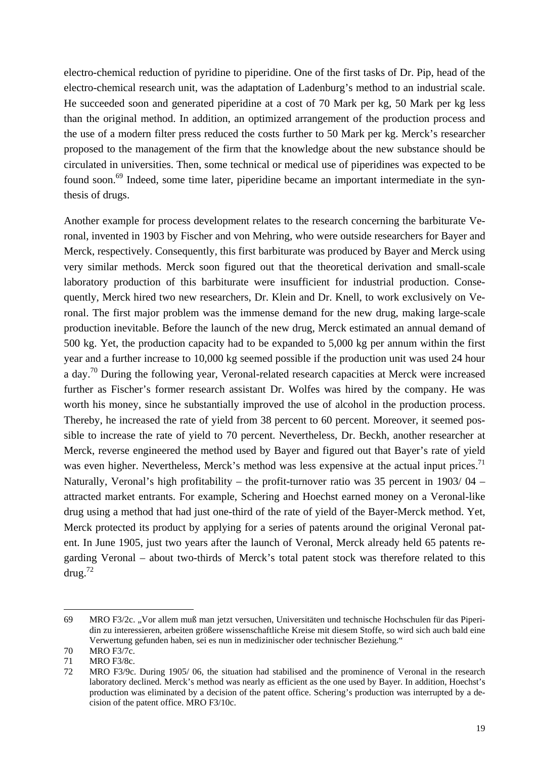electro-chemical reduction of pyridine to piperidine. One of the first tasks of Dr. Pip, head of the electro-chemical research unit, was the adaptation of Ladenburg's method to an industrial scale. He succeeded soon and generated piperidine at a cost of 70 Mark per kg, 50 Mark per kg less than the original method. In addition, an optimized arrangement of the production process and the use of a modern filter press reduced the costs further to 50 Mark per kg. Merck's researcher proposed to the management of the firm that the knowledge about the new substance should be circulated in universities. Then, some technical or medical use of piperidines was expected to be found soon.[69] Indeed, some time later, piperidine became an important intermediate in the synthesis of drugs.

Another example for process development relates to the research concerning the barbiturate Veronal, invented in 1903 by Fischer and von Mehring, who were outside researchers for Bayer and Merck, respectively. Consequently, this first barbiturate was produced by Bayer and Merck using very similar methods. Merck soon figured out that the theoretical derivation and small-scale laboratory production of this barbiturate were insufficient for industrial production. Consequently, Merck hired two new researchers, Dr. Klein and Dr. Knell, to work exclusively on Veronal. The first major problem was the immense demand for the new drug, making large-scale production inevitable. Before the launch of the new drug, Merck estimated an annual demand of 500 kg. Yet, the production capacity had to be expanded to 5,000 kg per annum within the first year and a further increase to 10,000 kg seemed possible if the production unit was used 24 hour a day.[70] During the following year, Veronal-related research capacities at Merck were increased further as Fischer's former research assistant Dr. Wolfes was hired by the company. He was worth his money, since he substantially improved the use of alcohol in the production process. Thereby, he increased the rate of yield from 38 percent to 60 percent. Moreover, it seemed possible to increase the rate of yield to 70 percent. Nevertheless, Dr. Beckh, another researcher at Merck, reverse engineered the method used by Bayer and figured out that Bayer's rate of yield was even higher. Nevertheless, Merck's method was less expensive at the actual input prices.[71] Naturally, Veronal's high profitability – the profit-turnover ratio was 35 percent in 1903/ 04 – attracted market entrants. For example, Schering and Hoechst earned money on a Veronal-like drug using a method that had just one-third of the rate of yield of the Bayer-Merck method. Yet, Merck protected its product by applying for a series of patents around the original Veronal patent. In June 1905, just two years after the launch of Veronal, Merck already held 65 patents regarding Veronal – about two-thirds of Merck's total patent stock was therefore related to this drug.[72]

---

69 MRO F3/2c. „Vor allem muß man jetzt versuchen, Universitäten und technische Hochschulen für das Piperidin zu interessieren, arbeiten größere wissenschaftliche Kreise mit diesem Stoffe, so wird sich auch bald eine Verwertung gefunden haben, sei es nun in medizinischer oder technischer Beziehung."

70 MRO F3/7c.

71 MRO F3/8c.

72 MRO F3/9c. During 1905/ 06, the situation had stabilised and the prominence of Veronal in the research laboratory declined. Merck's method was nearly as efficient as the one used by Bayer. In addition, Hoechst's production was eliminated by a decision of the patent office. Schering's production was interrupted by a decision of the patent office. MRO F3/10c.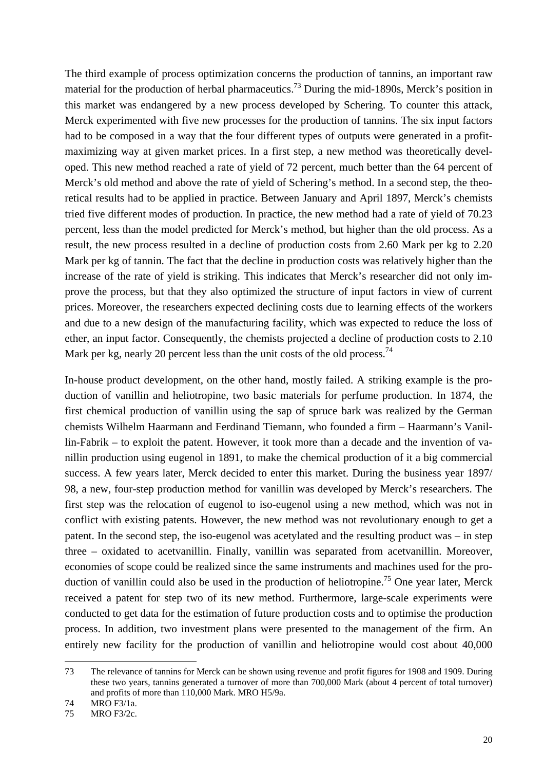The third example of process optimization concerns the production of tannins, an important raw material for the production of herbal pharmaceutics.[73] During the mid-1890s, Merck's position in this market was endangered by a new process developed by Schering. To counter this attack, Merck experimented with five new processes for the production of tannins. The six input factors had to be composed in a way that the four different types of outputs were generated in a profit-maximizing way at given market prices. In a first step, a new method was theoretically developed. This new method reached a rate of yield of 72 percent, much better than the 64 percent of Merck's old method and above the rate of yield of Schering's method. In a second step, the theoretical results had to be applied in practice. Between January and April 1897, Merck's chemists tried five different modes of production. In practice, the new method had a rate of yield of 70.23 percent, less than the model predicted for Merck's method, but higher than the old process. As a result, the new process resulted in a decline of production costs from 2.60 Mark per kg to 2.20 Mark per kg of tannin. The fact that the decline in production costs was relatively higher than the increase of the rate of yield is striking. This indicates that Merck's researcher did not only improve the process, but that they also optimized the structure of input factors in view of current prices. Moreover, the researchers expected declining costs due to learning effects of the workers and due to a new design of the manufacturing facility, which was expected to reduce the loss of ether, an input factor. Consequently, the chemists projected a decline of production costs to 2.10 Mark per kg, nearly 20 percent less than the unit costs of the old process.[74]

In-house product development, on the other hand, mostly failed. A striking example is the production of vanillin and heliotropine, two basic materials for perfume production. In 1874, the first chemical production of vanillin using the sap of spruce bark was realized by the German chemists Wilhelm Haarmann and Ferdinand Tiemann, who founded a firm – Haarmann's Vanillin-Fabrik – to exploit the patent. However, it took more than a decade and the invention of vanillin production using eugenol in 1891, to make the chemical production of it a big commercial success. A few years later, Merck decided to enter this market. During the business year 1897/98, a new, four-step production method for vanillin was developed by Merck's researchers. The first step was the relocation of eugenol to iso-eugenol using a new method, which was not in conflict with existing patents. However, the new method was not revolutionary enough to get a patent. In the second step, the iso-eugenol was acetylated and the resulting product was – in step three – oxidated to acetvanillin. Finally, vanillin was separated from acetvanillin. Moreover, economies of scope could be realized since the same instruments and machines used for the production of vanillin could also be used in the production of heliotropine.[75] One year later, Merck received a patent for step two of its new method. Furthermore, large-scale experiments were conducted to get data for the estimation of future production costs and to optimise the production process. In addition, two investment plans were presented to the management of the firm. An entirely new facility for the production of vanillin and heliotropine would cost about 40,000

---

73 The relevance of tannins for Merck can be shown using revenue and profit figures for 1908 and 1909. During these two years, tannins generated a turnover of more than 700,000 Mark (about 4 percent of total turnover) and profits of more than 110,000 Mark. MRO H5/9a.

74 MRO F3/1a.

75 MRO F3/2c.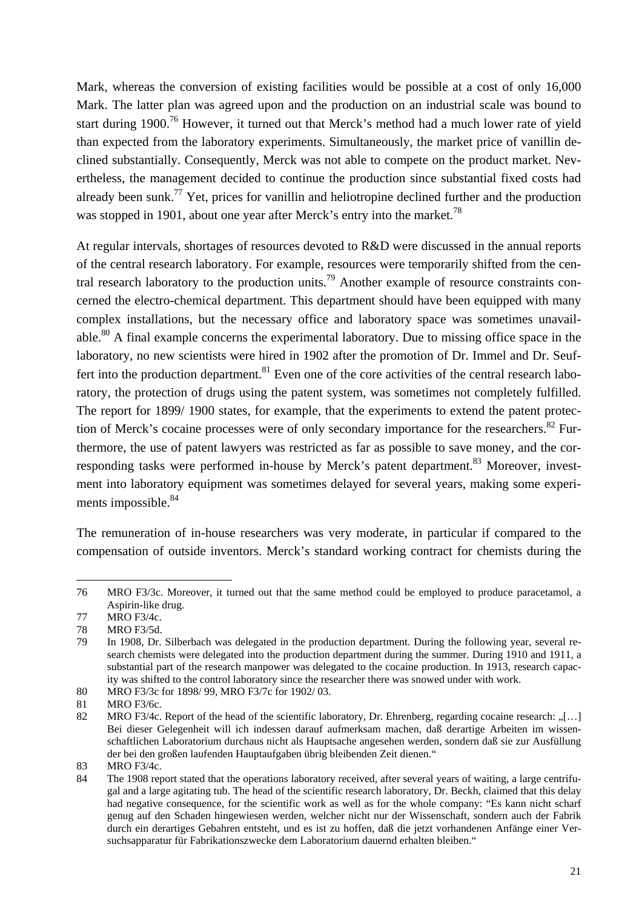Mark, whereas the conversion of existing facilities would be possible at a cost of only 16,000 Mark. The latter plan was agreed upon and the production on an industrial scale was bound to start during 1900.[76] However, it turned out that Merck's method had a much lower rate of yield than expected from the laboratory experiments. Simultaneously, the market price of vanillin declined substantially. Consequently, Merck was not able to compete on the product market. Nevertheless, the management decided to continue the production since substantial fixed costs had already been sunk.[77] Yet, prices for vanillin and heliotropine declined further and the production was stopped in 1901, about one year after Merck's entry into the market.[78]

At regular intervals, shortages of resources devoted to R&D were discussed in the annual reports of the central research laboratory. For example, resources were temporarily shifted from the central research laboratory to the production units.[79] Another example of resource constraints concerned the electro-chemical department. This department should have been equipped with many complex installations, but the necessary office and laboratory space was sometimes unavailable.[80] A final example concerns the experimental laboratory. Due to missing office space in the laboratory, no new scientists were hired in 1902 after the promotion of Dr. Immel and Dr. Seuffert into the production department.[81] Even one of the core activities of the central research laboratory, the protection of drugs using the patent system, was sometimes not completely fulfilled. The report for 1899/ 1900 states, for example, that the experiments to extend the patent protection of Merck's cocaine processes were of only secondary importance for the researchers.[82] Furthermore, the use of patent lawyers was restricted as far as possible to save money, and the corresponding tasks were performed in-house by Merck's patent department.[83] Moreover, investment into laboratory equipment was sometimes delayed for several years, making some experiments impossible.[84]

The remuneration of in-house researchers was very moderate, in particular if compared to the compensation of outside inventors. Merck's standard working contract for chemists during the

---

76 MRO F3/3c. Moreover, it turned out that the same method could be employed to produce paracetamol, a Aspirin-like drug.

77 MRO F3/4c.

78 MRO F3/5d.

79 In 1908, Dr. Silberbach was delegated in the production department. During the following year, several research chemists were delegated into the production department during the summer. During 1910 and 1911, a substantial part of the research manpower was delegated to the cocaine production. In 1913, research capacity was shifted to the control laboratory since the researcher there was snowed under with work.

80 MRO F3/3c for 1898/ 99, MRO F3/7c for 1902/ 03.

81 MRO F3/6c.

82 MRO F3/4c. Report of the head of the scientific laboratory, Dr. Ehrenberg, regarding cocaine research: „[…] Bei dieser Gelegenheit will ich indessen darauf aufmerksam machen, daß derartige Arbeiten im wissenschaftlichen Laboratorium durchaus nicht als Hauptsache angesehen werden, sondern daß sie zur Ausfüllung der bei den großen laufenden Hauptaufgaben übrig bleibenden Zeit dienen."

83 MRO F3/4c.

84 The 1908 report stated that the operations laboratory received, after several years of waiting, a large centrifugal and a large agitating tub. The head of the scientific research laboratory, Dr. Beckh, claimed that this delay had negative consequence, for the scientific work as well as for the whole company: "Es kann nicht scharf genug auf den Schaden hingewiesen werden, welcher nicht nur der Wissenschaft, sondern auch der Fabrik durch ein derartiges Gebahren entsteht, und es ist zu hoffen, daß die jetzt vorhandenen Anfänge einer Versuchsapparatur für Fabrikationszwecke dem Laboratorium dauernd erhalten bleiben."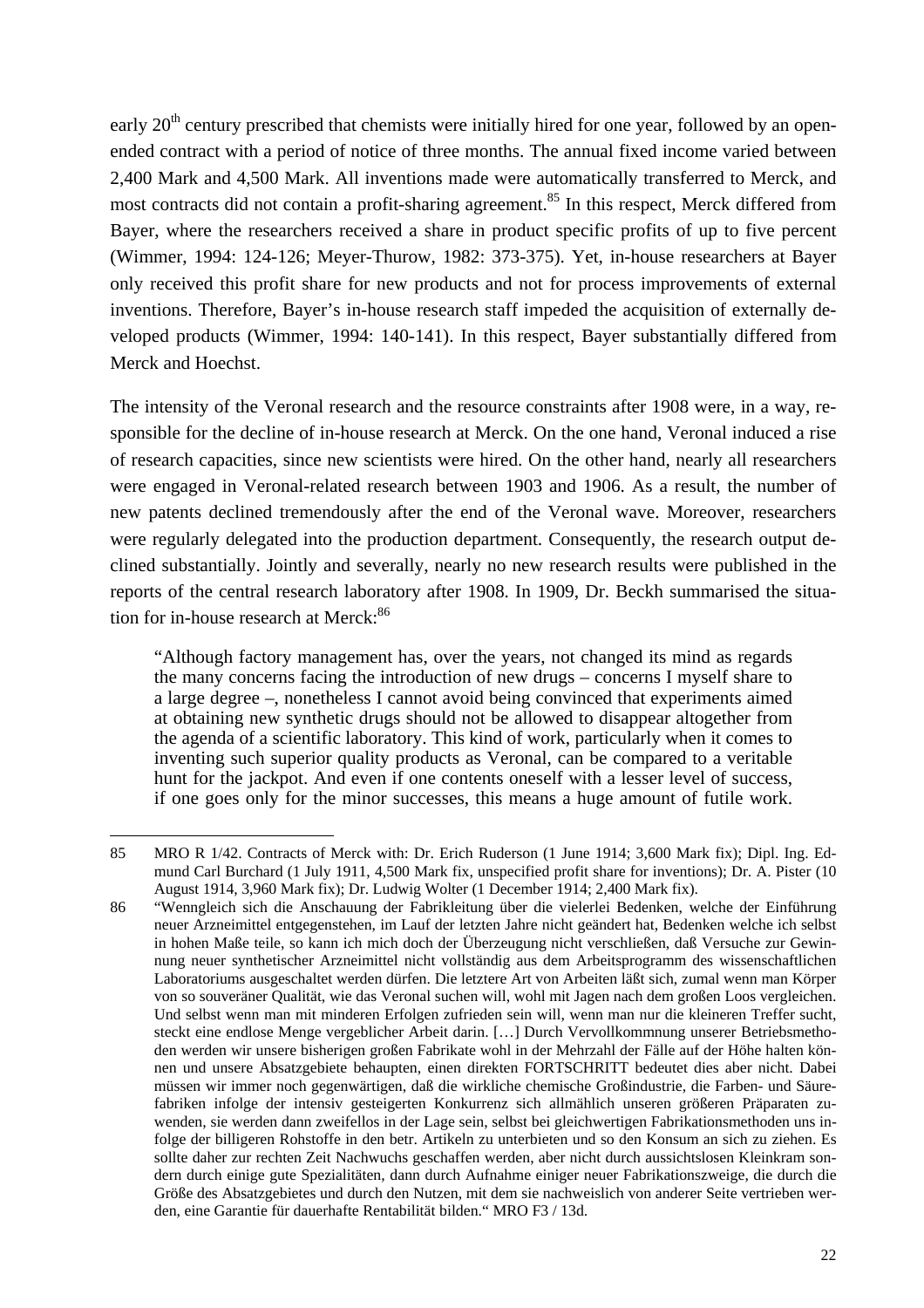early 20th century prescribed that chemists were initially hired for one year, followed by an open-ended contract with a period of notice of three months. The annual fixed income varied between 2,400 Mark and 4,500 Mark. All inventions made were automatically transferred to Merck, and most contracts did not contain a profit-sharing agreement.[85] In this respect, Merck differed from Bayer, where the researchers received a share in product specific profits of up to five percent (Wimmer, 1994: 124-126; Meyer-Thurow, 1982: 373-375). Yet, in-house researchers at Bayer only received this profit share for new products and not for process improvements of external inventions. Therefore, Bayer's in-house research staff impeded the acquisition of externally developed products (Wimmer, 1994: 140-141). In this respect, Bayer substantially differed from Merck and Hoechst.

The intensity of the Veronal research and the resource constraints after 1908 were, in a way, responsible for the decline of in-house research at Merck. On the one hand, Veronal induced a rise of research capacities, since new scientists were hired. On the other hand, nearly all researchers were engaged in Veronal-related research between 1903 and 1906. As a result, the number of new patents declined tremendously after the end of the Veronal wave. Moreover, researchers were regularly delegated into the production department. Consequently, the research output declined substantially. Jointly and severally, nearly no new research results were published in the reports of the central research laboratory after 1908. In 1909, Dr. Beckh summarised the situation for in-house research at Merck:[86]

> "Although factory management has, over the years, not changed its mind as regards the many concerns facing the introduction of new drugs – concerns I myself share to a large degree –, nonetheless I cannot avoid being convinced that experiments aimed at obtaining new synthetic drugs should not be allowed to disappear altogether from the agenda of a scientific laboratory. This kind of work, particularly when it comes to inventing such superior quality products as Veronal, can be compared to a veritable hunt for the jackpot. And even if one contents oneself with a lesser level of success, if one goes only for the minor successes, this means a huge amount of futile work.

---

85 MRO R 1/42. Contracts of Merck with: Dr. Erich Ruderson (1 June 1914; 3,600 Mark fix); Dipl. Ing. Edmund Carl Burchard (1 July 1911, 4,500 Mark fix, unspecified profit share for inventions); Dr. A. Pister (10 August 1914, 3,960 Mark fix); Dr. Ludwig Wolter (1 December 1914; 2,400 Mark fix).

86 "Wenngleich sich die Anschauung der Fabrikleitung über die vielerlei Bedenken, welche der Einführung neuer Arzneimittel entgegenstehen, im Lauf der letzten Jahre nicht geändert hat, Bedenken welche ich selbst in hohen Maße teile, so kann ich mich doch der Überzeugung nicht verschließen, daß Versuche zur Gewinnung neuer synthetischer Arzneimittel nicht vollständig aus dem Arbeitsprogramm des wissenschaftlichen Laboratoriums ausgeschaltet werden dürfen. Die letztere Art von Arbeiten läßt sich, zumal wenn man Körper von so souveräner Qualität, wie das Veronal suchen will, wohl mit Jagen nach dem großen Loos vergleichen. Und selbst wenn man mit minderen Erfolgen zufrieden sein will, wenn man nur die kleineren Treffer sucht, steckt eine endlose Menge vergeblicher Arbeit darin. […] Durch Vervollkommnung unserer Betriebsmethoden werden wir unsere bisherigen großen Fabrikate wohl in der Mehrzahl der Fälle auf der Höhe halten können und unsere Absatzgebiete behaupten, einen direkten FORTSCHRITT bedeutet dies aber nicht. Dabei müssen wir immer noch gegenwärtigen, daß die wirkliche chemische Großindustrie, die Farben- und Säurefabriken infolge der intensiv gesteigerten Konkurrenz sich allmählich unseren größeren Präparaten zuwenden, sie werden dann zweifellos in der Lage sein, selbst bei gleichwertigen Fabrikationsmethoden uns infolge der billigeren Rohstoffe in den betr. Artikeln zu unterbieten und so den Konsum an sich zu ziehen. Es sollte daher zur rechten Zeit Nachwuchs geschaffen werden, aber nicht durch aussichtslosen Kleinkram sondern durch einige gute Spezialitäten, dann durch Aufnahme einiger neuer Fabrikationszweige, die durch die Größe des Absatzgebietes und durch den Nutzen, mit dem sie nachweislich von anderer Seite vertrieben werden, eine Garantie für dauerhafte Rentabilität bilden." MRO F3 / 13d.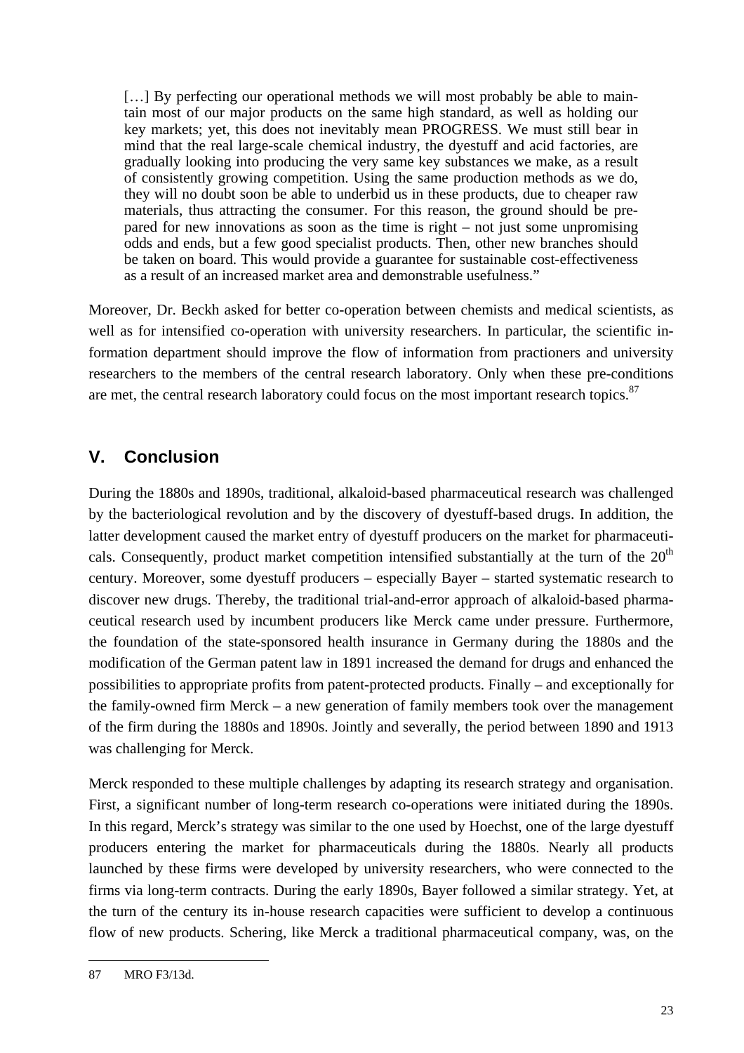> […] By perfecting our operational methods we will most probably be able to maintain most of our major products on the same high standard, as well as holding our key markets; yet, this does not inevitably mean PROGRESS. We must still bear in mind that the real large-scale chemical industry, the dyestuff and acid factories, are gradually looking into producing the very same key substances we make, as a result of consistently growing competition. Using the same production methods as we do, they will no doubt soon be able to underbid us in these products, due to cheaper raw materials, thus attracting the consumer. For this reason, the ground should be prepared for new innovations as soon as the time is right – not just some unpromising odds and ends, but a few good specialist products. Then, other new branches should be taken on board. This would provide a guarantee for sustainable cost-effectiveness as a result of an increased market area and demonstrable usefulness."

Moreover, Dr. Beckh asked for better co-operation between chemists and medical scientists, as well as for intensified co-operation with university researchers. In particular, the scientific information department should improve the flow of information from practioners and university researchers to the members of the central research laboratory. Only when these pre-conditions are met, the central research laboratory could focus on the most important research topics.[87]

## V. Conclusion

During the 1880s and 1890s, traditional, alkaloid-based pharmaceutical research was challenged by the bacteriological revolution and by the discovery of dyestuff-based drugs. In addition, the latter development caused the market entry of dyestuff producers on the market for pharmaceuticals. Consequently, product market competition intensified substantially at the turn of the 20th century. Moreover, some dyestuff producers – especially Bayer – started systematic research to discover new drugs. Thereby, the traditional trial-and-error approach of alkaloid-based pharmaceutical research used by incumbent producers like Merck came under pressure. Furthermore, the foundation of the state-sponsored health insurance in Germany during the 1880s and the modification of the German patent law in 1891 increased the demand for drugs and enhanced the possibilities to appropriate profits from patent-protected products. Finally – and exceptionally for the family-owned firm Merck – a new generation of family members took over the management of the firm during the 1880s and 1890s. Jointly and severally, the period between 1890 and 1913 was challenging for Merck.

Merck responded to these multiple challenges by adapting its research strategy and organisation. First, a significant number of long-term research co-operations were initiated during the 1890s. In this regard, Merck's strategy was similar to the one used by Hoechst, one of the large dyestuff producers entering the market for pharmaceuticals during the 1880s. Nearly all products launched by these firms were developed by university researchers, who were connected to the firms via long-term contracts. During the early 1890s, Bayer followed a similar strategy. Yet, at the turn of the century its in-house research capacities were sufficient to develop a continuous flow of new products. Schering, like Merck a traditional pharmaceutical company, was, on the

---

87 MRO F3/13d.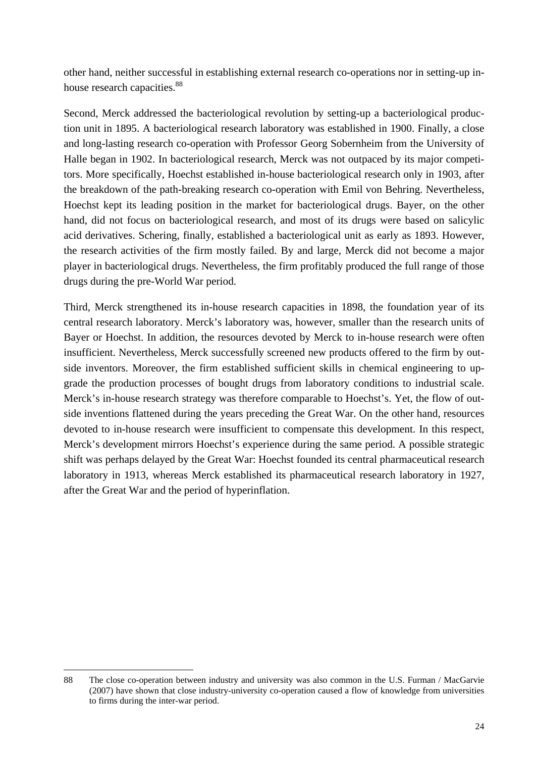other hand, neither successful in establishing external research co-operations nor in setting-up in-house research capacities.[88]

Second, Merck addressed the bacteriological revolution by setting-up a bacteriological production unit in 1895. A bacteriological research laboratory was established in 1900. Finally, a close and long-lasting research co-operation with Professor Georg Sobernheim from the University of Halle began in 1902. In bacteriological research, Merck was not outpaced by its major competitors. More specifically, Hoechst established in-house bacteriological research only in 1903, after the breakdown of the path-breaking research co-operation with Emil von Behring. Nevertheless, Hoechst kept its leading position in the market for bacteriological drugs. Bayer, on the other hand, did not focus on bacteriological research, and most of its drugs were based on salicylic acid derivatives. Schering, finally, established a bacteriological unit as early as 1893. However, the research activities of the firm mostly failed. By and large, Merck did not become a major player in bacteriological drugs. Nevertheless, the firm profitably produced the full range of those drugs during the pre-World War period.

Third, Merck strengthened its in-house research capacities in 1898, the foundation year of its central research laboratory. Merck's laboratory was, however, smaller than the research units of Bayer or Hoechst. In addition, the resources devoted by Merck to in-house research were often insufficient. Nevertheless, Merck successfully screened new products offered to the firm by outside inventors. Moreover, the firm established sufficient skills in chemical engineering to upgrade the production processes of bought drugs from laboratory conditions to industrial scale. Merck's in-house research strategy was therefore comparable to Hoechst's. Yet, the flow of outside inventions flattened during the years preceding the Great War. On the other hand, resources devoted to in-house research were insufficient to compensate this development. In this respect, Merck's development mirrors Hoechst's experience during the same period. A possible strategic shift was perhaps delayed by the Great War: Hoechst founded its central pharmaceutical research laboratory in 1913, whereas Merck established its pharmaceutical research laboratory in 1927, after the Great War and the period of hyperinflation.

---

88 The close co-operation between industry and university was also common in the U.S. Furman / MacGarvie (2007) have shown that close industry-university co-operation caused a flow of knowledge from universities to firms during the inter-war period.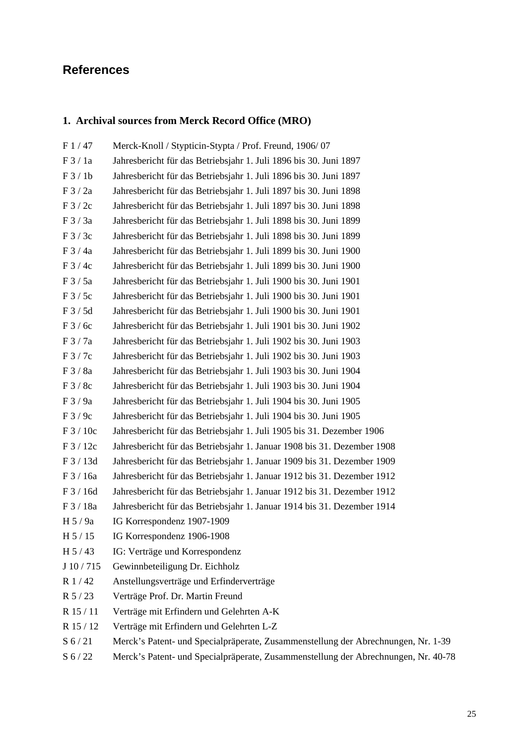## References

### 1. Archival sources from Merck Record Office (MRO)

| | |
|---|---|
| F 1 / 47 | Merck-Knoll / Stypticin-Stypta / Prof. Freund, 1906/ 07 |
| F 3 / 1a | Jahresbericht für das Betriebsjahr 1. Juli 1896 bis 30. Juni 1897 |
| F 3 / 1b | Jahresbericht für das Betriebsjahr 1. Juli 1896 bis 30. Juni 1897 |
| F 3 / 2a | Jahresbericht für das Betriebsjahr 1. Juli 1897 bis 30. Juni 1898 |
| F 3 / 2c | Jahresbericht für das Betriebsjahr 1. Juli 1897 bis 30. Juni 1898 |
| F 3 / 3a | Jahresbericht für das Betriebsjahr 1. Juli 1898 bis 30. Juni 1899 |
| F 3 / 3c | Jahresbericht für das Betriebsjahr 1. Juli 1898 bis 30. Juni 1899 |
| F 3 / 4a | Jahresbericht für das Betriebsjahr 1. Juli 1899 bis 30. Juni 1900 |
| F 3 / 4c | Jahresbericht für das Betriebsjahr 1. Juli 1899 bis 30. Juni 1900 |
| F 3 / 5a | Jahresbericht für das Betriebsjahr 1. Juli 1900 bis 30. Juni 1901 |
| F 3 / 5c | Jahresbericht für das Betriebsjahr 1. Juli 1900 bis 30. Juni 1901 |
| F 3 / 5d | Jahresbericht für das Betriebsjahr 1. Juli 1900 bis 30. Juni 1901 |
| F 3 / 6c | Jahresbericht für das Betriebsjahr 1. Juli 1901 bis 30. Juni 1902 |
| F 3 / 7a | Jahresbericht für das Betriebsjahr 1. Juli 1902 bis 30. Juni 1903 |
| F 3 / 7c | Jahresbericht für das Betriebsjahr 1. Juli 1902 bis 30. Juni 1903 |
| F 3 / 8a | Jahresbericht für das Betriebsjahr 1. Juli 1903 bis 30. Juni 1904 |
| F 3 / 8c | Jahresbericht für das Betriebsjahr 1. Juli 1903 bis 30. Juni 1904 |
| F 3 / 9a | Jahresbericht für das Betriebsjahr 1. Juli 1904 bis 30. Juni 1905 |
| F 3 / 9c | Jahresbericht für das Betriebsjahr 1. Juli 1904 bis 30. Juni 1905 |
| F 3 / 10c | Jahresbericht für das Betriebsjahr 1. Juli 1905 bis 31. Dezember 1906 |
| F 3 / 12c | Jahresbericht für das Betriebsjahr 1. Januar 1908 bis 31. Dezember 1908 |
| F 3 / 13d | Jahresbericht für das Betriebsjahr 1. Januar 1909 bis 31. Dezember 1909 |
| F 3 / 16a | Jahresbericht für das Betriebsjahr 1. Januar 1912 bis 31. Dezember 1912 |
| F 3 / 16d | Jahresbericht für das Betriebsjahr 1. Januar 1912 bis 31. Dezember 1912 |
| F 3 / 18a | Jahresbericht für das Betriebsjahr 1. Januar 1914 bis 31. Dezember 1914 |
| H 5 / 9a | IG Korrespondenz 1907-1909 |
| H 5 / 15 | IG Korrespondenz 1906-1908 |
| H 5 / 43 | IG: Verträge und Korrespondenz |
| J 10 / 715 | Gewinnbeteiligung Dr. Eichholz |
| R 1 / 42 | Anstellungsverträge und Erfinderverträge |
| R 5 / 23 | Verträge Prof. Dr. Martin Freund |
| R 15 / 11 | Verträge mit Erfindern und Gelehrten A-K |
| R 15 / 12 | Verträge mit Erfindern und Gelehrten L-Z |
| S 6 / 21 | Merck's Patent- und Specialpräperate, Zusammenstellung der Abrechnungen, Nr. 1-39 |
| S 6 / 22 | Merck's Patent- und Specialpräperate, Zusammenstellung der Abrechnungen, Nr. 40-78 |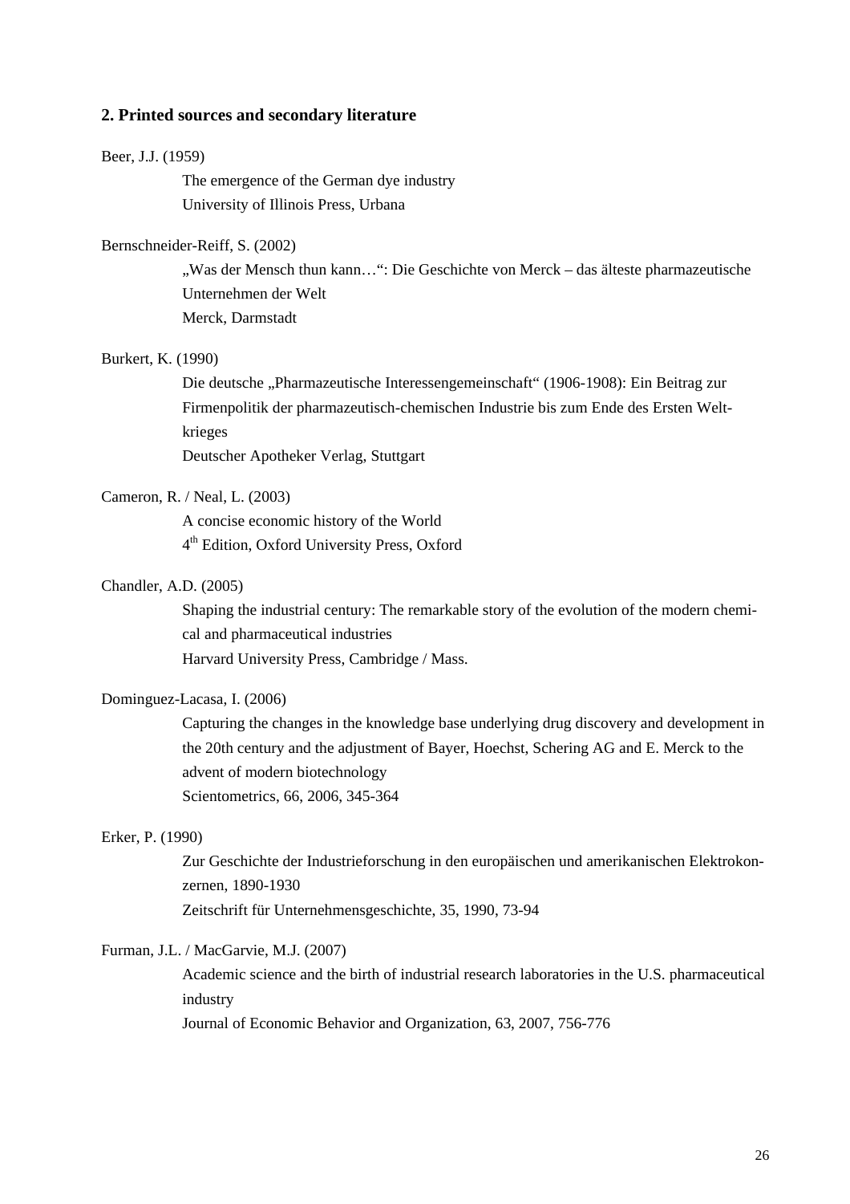## 2. Printed sources and secondary literature

Beer, J.J. (1959)

The emergence of the German dye industry
University of Illinois Press, Urbana

Bernschneider-Reiff, S. (2002)

„Was der Mensch thun kann…“: Die Geschichte von Merck – das älteste pharmazeutische Unternehmen der Welt
Merck, Darmstadt

Burkert, K. (1990)

Die deutsche „Pharmazeutische Interessengemeinschaft“ (1906-1908): Ein Beitrag zur Firmenpolitik der pharmazeutisch-chemischen Industrie bis zum Ende des Ersten Weltkrieges
Deutscher Apotheker Verlag, Stuttgart

Cameron, R. / Neal, L. (2003)

A concise economic history of the World
4th Edition, Oxford University Press, Oxford

Chandler, A.D. (2005)

Shaping the industrial century: The remarkable story of the evolution of the modern chemical and pharmaceutical industries
Harvard University Press, Cambridge / Mass.

Dominguez-Lacasa, I. (2006)

Capturing the changes in the knowledge base underlying drug discovery and development in the 20th century and the adjustment of Bayer, Hoechst, Schering AG and E. Merck to the advent of modern biotechnology
Scientometrics, 66, 2006, 345-364

Erker, P. (1990)

Zur Geschichte der Industrieforschung in den europäischen und amerikanischen Elektrokonzernen, 1890-1930
Zeitschrift für Unternehmensgeschichte, 35, 1990, 73-94

Furman, J.L. / MacGarvie, M.J. (2007)

Academic science and the birth of industrial research laboratories in the U.S. pharmaceutical industry
Journal of Economic Behavior and Organization, 63, 2007, 756-776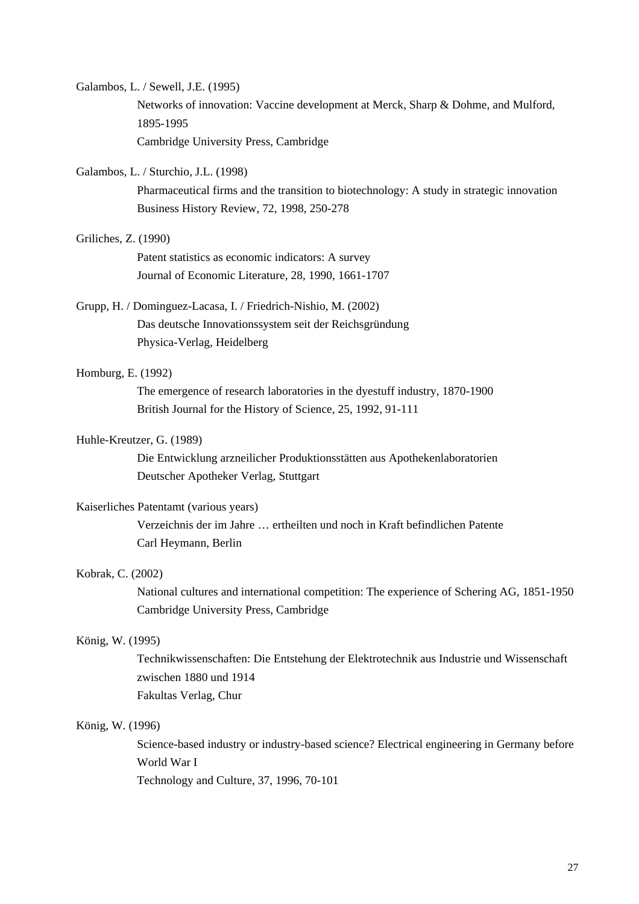Galambos, L. / Sewell, J.E. (1995)
Networks of innovation: Vaccine development at Merck, Sharp & Dohme, and Mulford, 1895-1995
Cambridge University Press, Cambridge

Galambos, L. / Sturchio, J.L. (1998)
Pharmaceutical firms and the transition to biotechnology: A study in strategic innovation
Business History Review, 72, 1998, 250-278

Griliches, Z. (1990)
Patent statistics as economic indicators: A survey
Journal of Economic Literature, 28, 1990, 1661-1707

Grupp, H. / Dominguez-Lacasa, I. / Friedrich-Nishio, M. (2002)
Das deutsche Innovationssystem seit der Reichsgründung
Physica-Verlag, Heidelberg

Homburg, E. (1992)
The emergence of research laboratories in the dyestuff industry, 1870-1900
British Journal for the History of Science, 25, 1992, 91-111

Huhle-Kreutzer, G. (1989)
Die Entwicklung arzneilicher Produktionsstätten aus Apothekenlaboratorien
Deutscher Apotheker Verlag, Stuttgart

Kaiserliches Patentamt (various years)
Verzeichnis der im Jahre … ertheilten und noch in Kraft befindlichen Patente
Carl Heymann, Berlin

Kobrak, C. (2002)
National cultures and international competition: The experience of Schering AG, 1851-1950
Cambridge University Press, Cambridge

König, W. (1995)
Technikwissenschaften: Die Entstehung der Elektrotechnik aus Industrie und Wissenschaft zwischen 1880 und 1914
Fakultas Verlag, Chur

König, W. (1996)
Science-based industry or industry-based science? Electrical engineering in Germany before World War I
Technology and Culture, 37, 1996, 70-101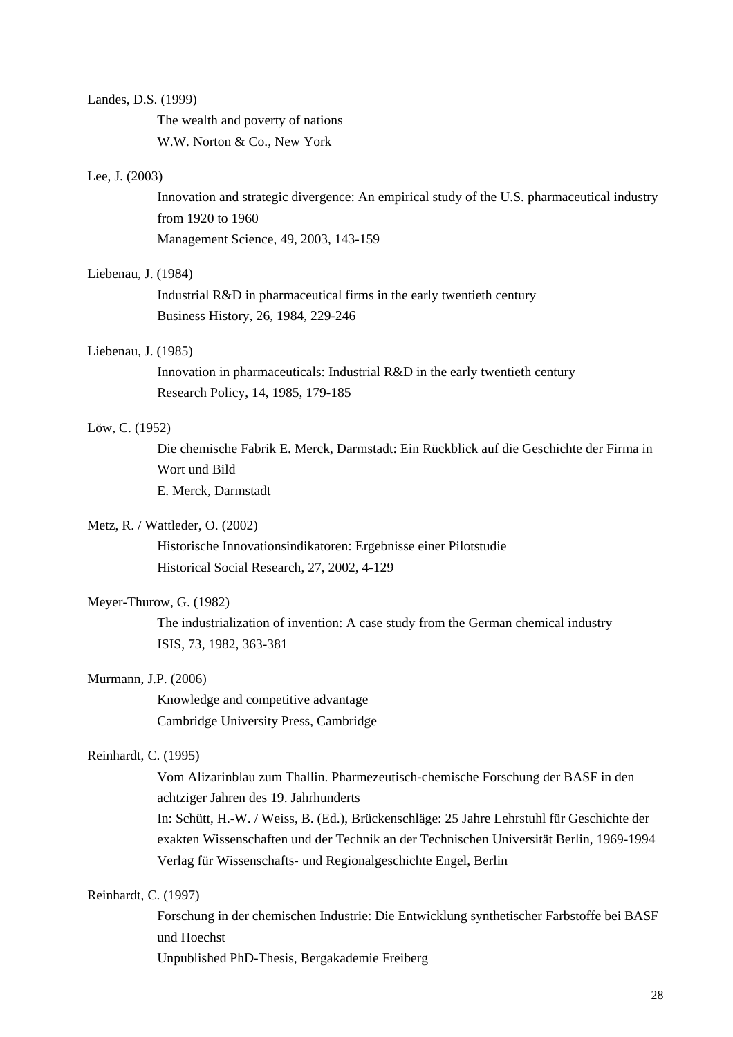Landes, D.S. (1999)

The wealth and poverty of nations
W.W. Norton & Co., New York

Lee, J. (2003)

Innovation and strategic divergence: An empirical study of the U.S. pharmaceutical industry from 1920 to 1960
Management Science, 49, 2003, 143-159

Liebenau, J. (1984)

Industrial R&D in pharmaceutical firms in the early twentieth century
Business History, 26, 1984, 229-246

Liebenau, J. (1985)

Innovation in pharmaceuticals: Industrial R&D in the early twentieth century
Research Policy, 14, 1985, 179-185

Löw, C. (1952)

Die chemische Fabrik E. Merck, Darmstadt: Ein Rückblick auf die Geschichte der Firma in Wort und Bild
E. Merck, Darmstadt

Metz, R. / Wattleder, O. (2002)

Historische Innovationsindikatoren: Ergebnisse einer Pilotstudie
Historical Social Research, 27, 2002, 4-129

Meyer-Thurow, G. (1982)

The industrialization of invention: A case study from the German chemical industry
ISIS, 73, 1982, 363-381

Murmann, J.P. (2006)

Knowledge and competitive advantage
Cambridge University Press, Cambridge

Reinhardt, C. (1995)

Vom Alizarinblau zum Thallin. Pharmezeutisch-chemische Forschung der BASF in den achtziger Jahren des 19. Jahrhunderts
In: Schütt, H.-W. / Weiss, B. (Ed.), Brückenschläge: 25 Jahre Lehrstuhl für Geschichte der exakten Wissenschaften und der Technik an der Technischen Universität Berlin, 1969-1994
Verlag für Wissenschafts- und Regionalgeschichte Engel, Berlin

Reinhardt, C. (1997)

Forschung in der chemischen Industrie: Die Entwicklung synthetischer Farbstoffe bei BASF und Hoechst
Unpublished PhD-Thesis, Bergakademie Freiberg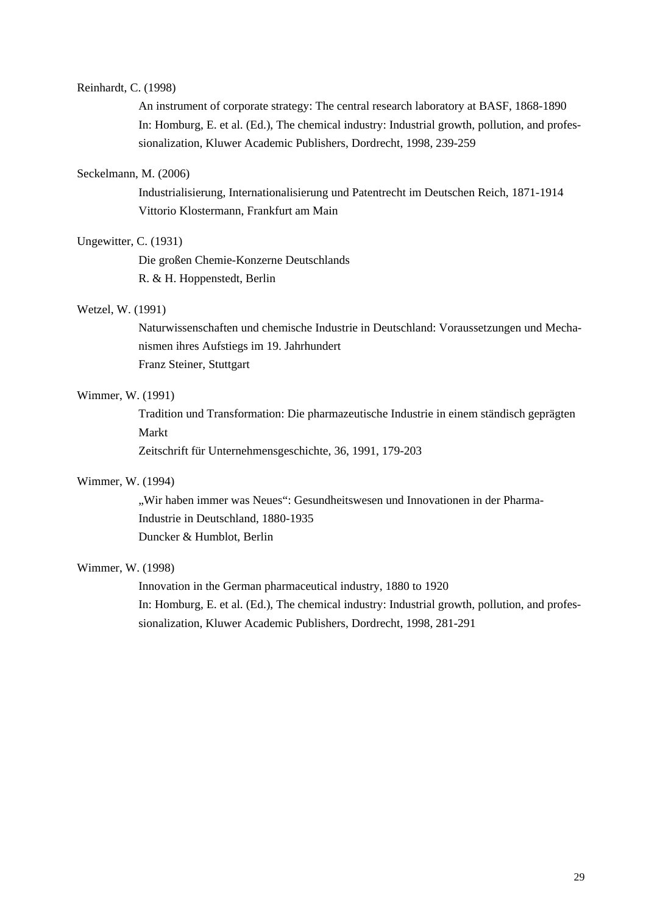Reinhardt, C. (1998)

An instrument of corporate strategy: The central research laboratory at BASF, 1868-1890
In: Homburg, E. et al. (Ed.), The chemical industry: Industrial growth, pollution, and professionalization, Kluwer Academic Publishers, Dordrecht, 1998, 239-259

Seckelmann, M. (2006)

Industrialisierung, Internationalisierung und Patentrecht im Deutschen Reich, 1871-1914
Vittorio Klostermann, Frankfurt am Main

Ungewitter, C. (1931)

Die großen Chemie-Konzerne Deutschlands
R. & H. Hoppenstedt, Berlin

Wetzel, W. (1991)

Naturwissenschaften und chemische Industrie in Deutschland: Voraussetzungen und Mechanismen ihres Aufstiegs im 19. Jahrhundert
Franz Steiner, Stuttgart

Wimmer, W. (1991)

Tradition und Transformation: Die pharmazeutische Industrie in einem ständisch geprägten Markt
Zeitschrift für Unternehmensgeschichte, 36, 1991, 179-203

Wimmer, W. (1994)

„Wir haben immer was Neues“: Gesundheitswesen und Innovationen in der Pharma-Industrie in Deutschland, 1880-1935
Duncker & Humblot, Berlin

Wimmer, W. (1998)

Innovation in the German pharmaceutical industry, 1880 to 1920
In: Homburg, E. et al. (Ed.), The chemical industry: Industrial growth, pollution, and professionalization, Kluwer Academic Publishers, Dordrecht, 1998, 281-291